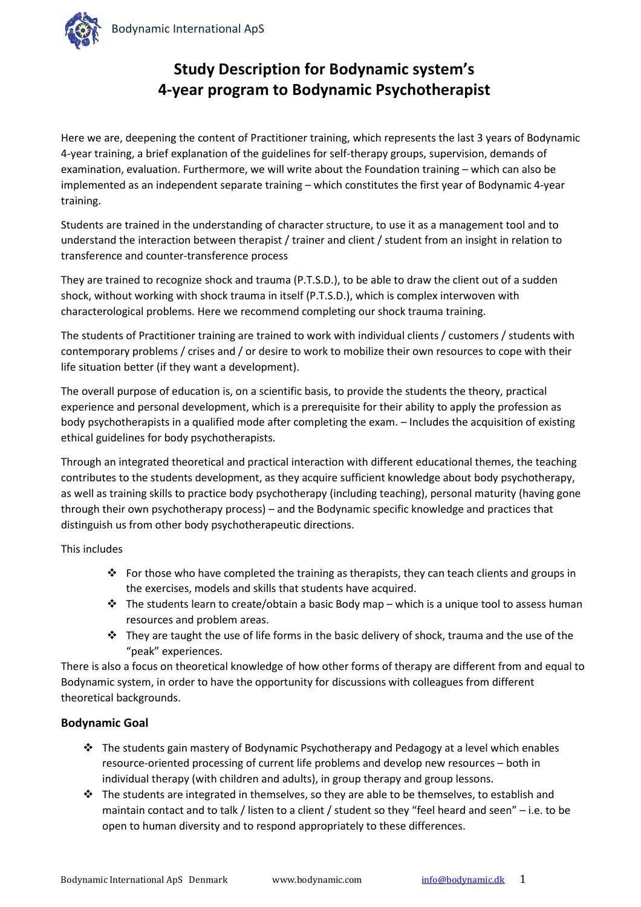# Study Description for Bodynamic system's 4-year program to Bodynamic Psychotherapist

Here we are, deepening the content of Practitioner training, which represents the last 3 years of Bodynamic 4-year training, a brief explanation of the guidelines for self-therapy groups, supervision, demands of examination, evaluation. Furthermore, we will write about the Foundation training – which can also be implemented as an independent separate training – which constitutes the first year of Bodynamic 4-year training.

Students are trained in the understanding of character structure, to use it as a management tool and to understand the interaction between therapist / trainer and client / student from an insight in relation to transference and counter-transference process

They are trained to recognize shock and trauma (P.T.S.D.), to be able to draw the client out of a sudden shock, without working with shock trauma in itself (P.T.S.D.), which is complex interwoven with characterological problems. Here we recommend completing our shock trauma training.

The students of Practitioner training are trained to work with individual clients / customers / students with contemporary problems / crises and / or desire to work to mobilize their own resources to cope with their life situation better (if they want a development).

The overall purpose of education is, on a scientific basis, to provide the students the theory, practical experience and personal development, which is a prerequisite for their ability to apply the profession as body psychotherapists in a qualified mode after completing the exam. – Includes the acquisition of existing ethical guidelines for body psychotherapists.

Through an integrated theoretical and practical interaction with different educational themes, the teaching contributes to the students development, as they acquire sufficient knowledge about body psychotherapy, as well as training skills to practice body psychotherapy (including teaching), personal maturity (having gone through their own psychotherapy process) – and the Bodynamic specific knowledge and practices that distinguish us from other body psychotherapeutic directions.

This includes

- For those who have completed the training as therapists, they can teach clients and groups in the exercises, models and skills that students have acquired.
- The students learn to create/obtain a basic Body map – which is a unique tool to assess human resources and problem areas.
- They are taught the use of life forms in the basic delivery of shock, trauma and the use of the "peak" experiences.

There is also a focus on theoretical knowledge of how other forms of therapy are different from and equal to Bodynamic system, in order to have the opportunity for discussions with colleagues from different theoretical backgrounds.

### Bodynamic Goal

- The students gain mastery of Bodynamic Psychotherapy and Pedagogy at a level which enables resource-oriented processing of current life problems and develop new resources – both in individual therapy (with children and adults), in group therapy and group lessons.
- The students are integrated in themselves, so they are able to be themselves, to establish and maintain contact and to talk / listen to a client / student so they "feel heard and seen" – i.e. to be open to human diversity and to respond appropriately to these differences.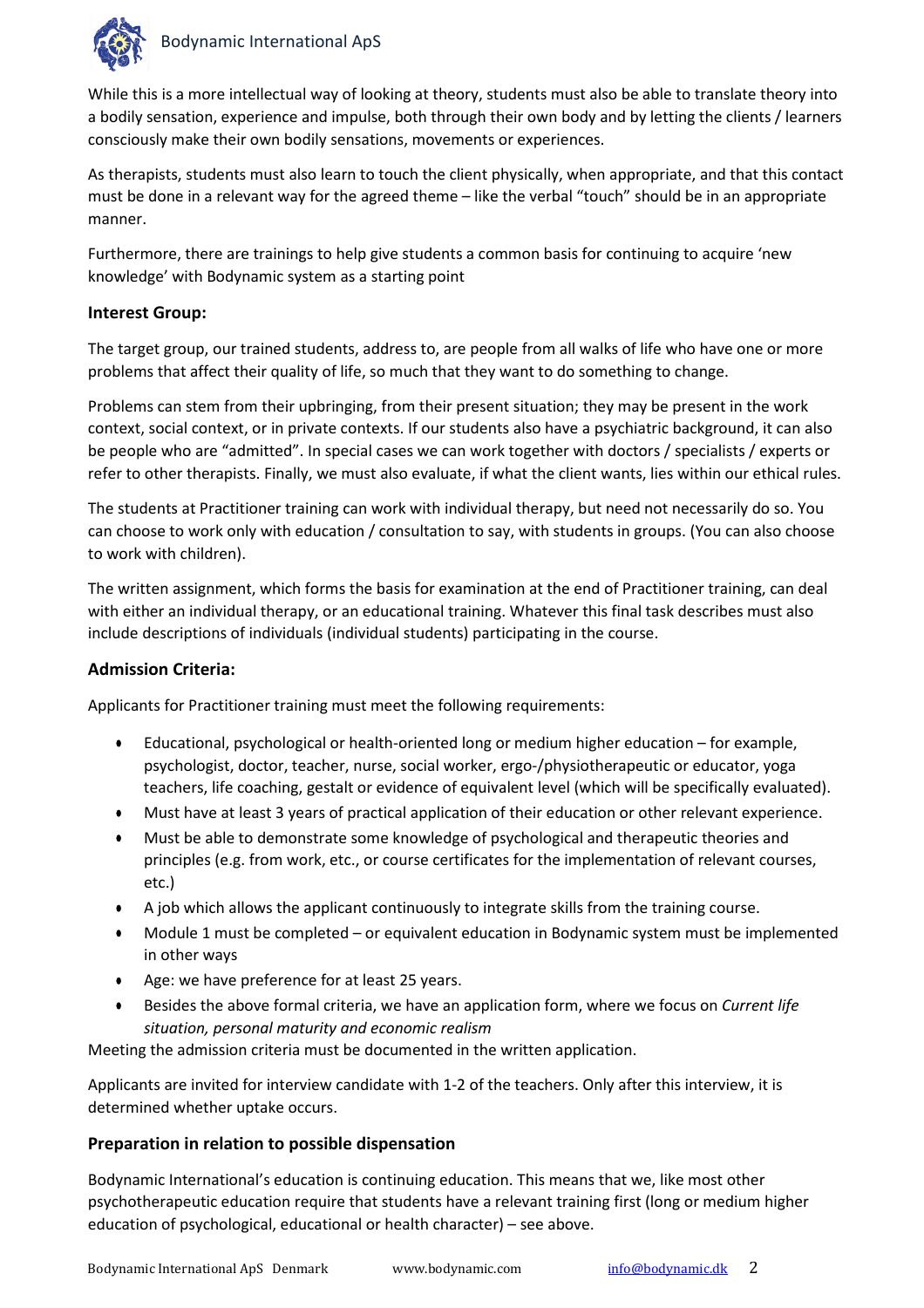While this is a more intellectual way of looking at theory, students must also be able to translate theory into a bodily sensation, experience and impulse, both through their own body and by letting the clients / learners consciously make their own bodily sensations, movements or experiences.

As therapists, students must also learn to touch the client physically, when appropriate, and that this contact must be done in a relevant way for the agreed theme – like the verbal "touch" should be in an appropriate manner.

Furthermore, there are trainings to help give students a common basis for continuing to acquire 'new knowledge' with Bodynamic system as a starting point

### Interest Group:

The target group, our trained students, address to, are people from all walks of life who have one or more problems that affect their quality of life, so much that they want to do something to change.

Problems can stem from their upbringing, from their present situation; they may be present in the work context, social context, or in private contexts. If our students also have a psychiatric background, it can also be people who are "admitted". In special cases we can work together with doctors / specialists / experts or refer to other therapists. Finally, we must also evaluate, if what the client wants, lies within our ethical rules.

The students at Practitioner training can work with individual therapy, but need not necessarily do so. You can choose to work only with education / consultation to say, with students in groups. (You can also choose to work with children).

The written assignment, which forms the basis for examination at the end of Practitioner training, can deal with either an individual therapy, or an educational training. Whatever this final task describes must also include descriptions of individuals (individual students) participating in the course.

### Admission Criteria:

Applicants for Practitioner training must meet the following requirements:

- Educational, psychological or health-oriented long or medium higher education – for example, psychologist, doctor, teacher, nurse, social worker, ergo-/physiotherapeutic or educator, yoga teachers, life coaching, gestalt or evidence of equivalent level (which will be specifically evaluated).
- Must have at least 3 years of practical application of their education or other relevant experience.
- Must be able to demonstrate some knowledge of psychological and therapeutic theories and principles (e.g. from work, etc., or course certificates for the implementation of relevant courses, etc.)
- A job which allows the applicant continuously to integrate skills from the training course.
- Module 1 must be completed – or equivalent education in Bodynamic system must be implemented in other ways
- Age: we have preference for at least 25 years.
- Besides the above formal criteria, we have an application form, where we focus on *Current life situation, personal maturity and economic realism*

Meeting the admission criteria must be documented in the written application.

Applicants are invited for interview candidate with 1-2 of the teachers. Only after this interview, it is determined whether uptake occurs.

### Preparation in relation to possible dispensation

Bodynamic International's education is continuing education. This means that we, like most other psychotherapeutic education require that students have a relevant training first (long or medium higher education of psychological, educational or health character) – see above.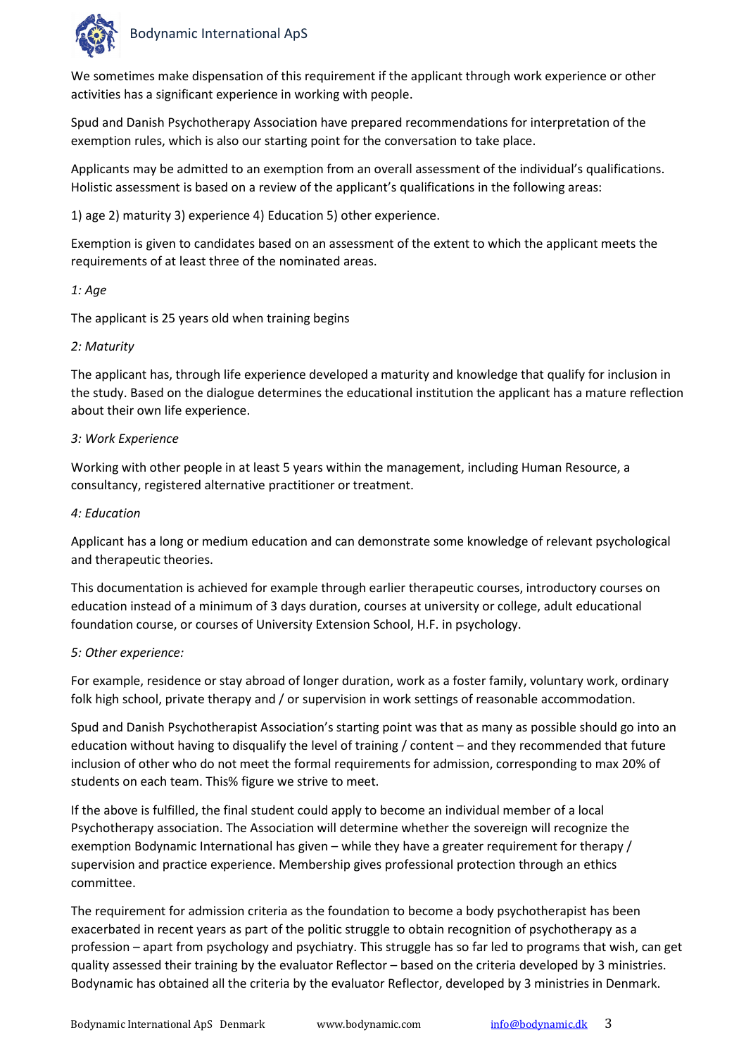We sometimes make dispensation of this requirement if the applicant through work experience or other activities has a significant experience in working with people.

Spud and Danish Psychotherapy Association have prepared recommendations for interpretation of the exemption rules, which is also our starting point for the conversation to take place.

Applicants may be admitted to an exemption from an overall assessment of the individual's qualifications. Holistic assessment is based on a review of the applicant's qualifications in the following areas:

1) age 2) maturity 3) experience 4) Education 5) other experience.

Exemption is given to candidates based on an assessment of the extent to which the applicant meets the requirements of at least three of the nominated areas.

*1: Age*

The applicant is 25 years old when training begins

*2: Maturity*

The applicant has, through life experience developed a maturity and knowledge that qualify for inclusion in the study. Based on the dialogue determines the educational institution the applicant has a mature reflection about their own life experience.

*3: Work Experience*

Working with other people in at least 5 years within the management, including Human Resource, a consultancy, registered alternative practitioner or treatment.

*4: Education*

Applicant has a long or medium education and can demonstrate some knowledge of relevant psychological and therapeutic theories.

This documentation is achieved for example through earlier therapeutic courses, introductory courses on education instead of a minimum of 3 days duration, courses at university or college, adult educational foundation course, or courses of University Extension School, H.F. in psychology.

*5: Other experience:*

For example, residence or stay abroad of longer duration, work as a foster family, voluntary work, ordinary folk high school, private therapy and / or supervision in work settings of reasonable accommodation.

Spud and Danish Psychotherapist Association's starting point was that as many as possible should go into an education without having to disqualify the level of training / content – and they recommended that future inclusion of other who do not meet the formal requirements for admission, corresponding to max 20% of students on each team. This% figure we strive to meet.

If the above is fulfilled, the final student could apply to become an individual member of a local Psychotherapy association. The Association will determine whether the sovereign will recognize the exemption Bodynamic International has given – while they have a greater requirement for therapy / supervision and practice experience. Membership gives professional protection through an ethics committee.

The requirement for admission criteria as the foundation to become a body psychotherapist has been exacerbated in recent years as part of the politic struggle to obtain recognition of psychotherapy as a profession – apart from psychology and psychiatry. This struggle has so far led to programs that wish, can get quality assessed their training by the evaluator Reflector – based on the criteria developed by 3 ministries. Bodynamic has obtained all the criteria by the evaluator Reflector, developed by 3 ministries in Denmark.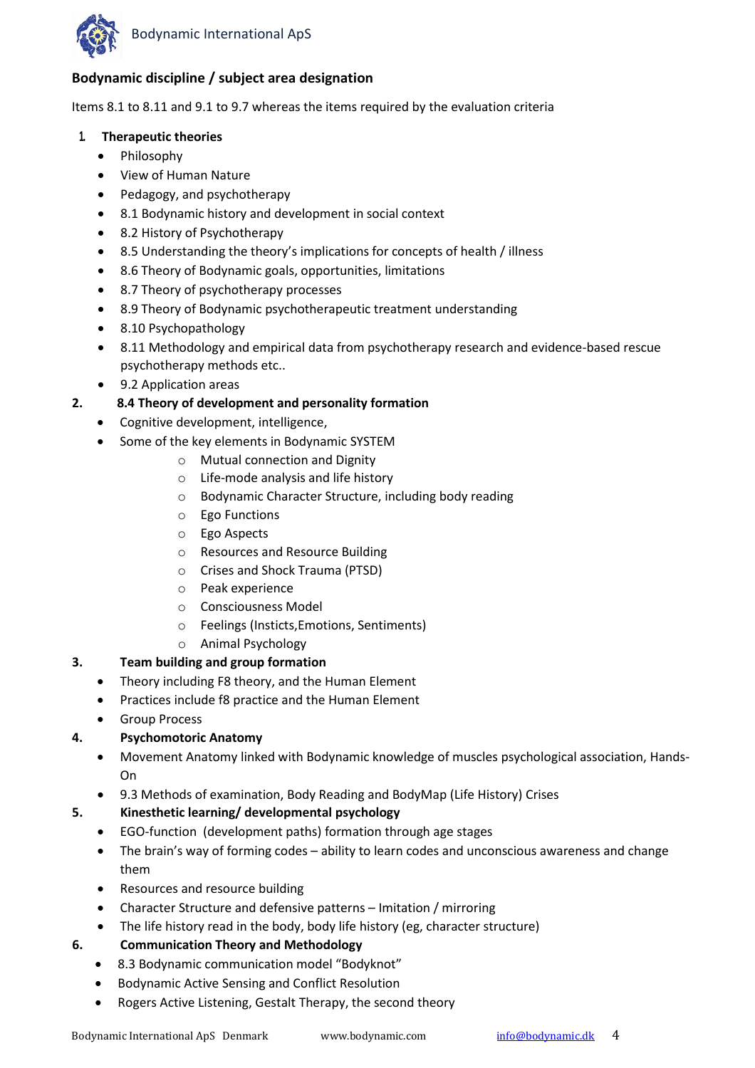## Bodynamic discipline / subject area designation

Items 8.1 to 8.11 and 9.1 to 9.7 whereas the items required by the evaluation criteria

1. **Therapeutic theories**
   - Philosophy
   - View of Human Nature
   - Pedagogy, and psychotherapy
   - 8.1 Bodynamic history and development in social context
   - 8.2 History of Psychotherapy
   - 8.5 Understanding the theory's implications for concepts of health / illness
   - 8.6 Theory of Bodynamic goals, opportunities, limitations
   - 8.7 Theory of psychotherapy processes
   - 8.9 Theory of Bodynamic psychotherapeutic treatment understanding
   - 8.10 Psychopathology
   - 8.11 Methodology and empirical data from psychotherapy research and evidence-based rescue psychotherapy methods etc..
   - 9.2 Application areas
2. **8.4 Theory of development and personality formation**
   - Cognitive development, intelligence,
   - Some of the key elements in Bodynamic SYSTEM
     - Mutual connection and Dignity
     - Life-mode analysis and life history
     - Bodynamic Character Structure, including body reading
     - Ego Functions
     - Ego Aspects
     - Resources and Resource Building
     - Crises and Shock Trauma (PTSD)
     - Peak experience
     - Consciousness Model
     - Feelings (Insticts,Emotions, Sentiments)
     - Animal Psychology
3. **Team building and group formation**
   - Theory including F8 theory, and the Human Element
   - Practices include f8 practice and the Human Element
   - Group Process
4. **Psychomotoric Anatomy**
   - Movement Anatomy linked with Bodynamic knowledge of muscles psychological association, Hands-On
   - 9.3 Methods of examination, Body Reading and BodyMap (Life History) Crises
5. **Kinesthetic learning/ developmental psychology**
   - EGO-function (development paths) formation through age stages
   - The brain's way of forming codes – ability to learn codes and unconscious awareness and change them
   - Resources and resource building
   - Character Structure and defensive patterns – Imitation / mirroring
   - The life history read in the body, body life history (eg, character structure)
6. **Communication Theory and Methodology**
   - 8.3 Bodynamic communication model "Bodyknot"
   - Bodynamic Active Sensing and Conflict Resolution
   - Rogers Active Listening, Gestalt Therapy, the second theory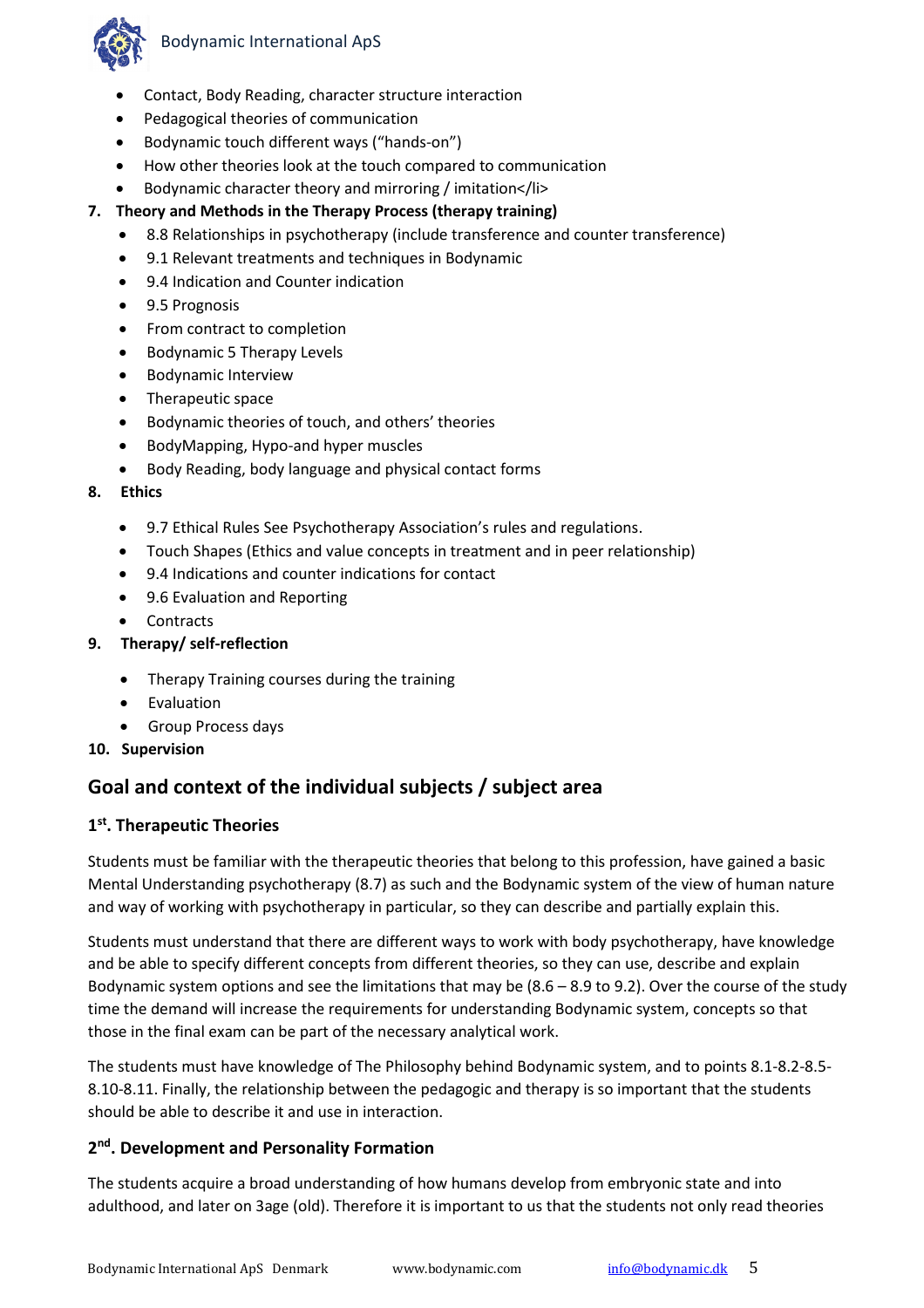- Contact, Body Reading, character structure interaction
- Pedagogical theories of communication
- Bodynamic touch different ways ("hands-on")
- How other theories look at the touch compared to communication
- Bodynamic character theory and mirroring / imitation</li>

7. **Theory and Methods in the Therapy Process (therapy training)**
   - 8.8 Relationships in psychotherapy (include transference and counter transference)
   - 9.1 Relevant treatments and techniques in Bodynamic
   - 9.4 Indication and Counter indication
   - 9.5 Prognosis
   - From contract to completion
   - Bodynamic 5 Therapy Levels
   - Bodynamic Interview
   - Therapeutic space
   - Bodynamic theories of touch, and others' theories
   - BodyMapping, Hypo-and hyper muscles
   - Body Reading, body language and physical contact forms
8. **Ethics**
   - 9.7 Ethical Rules See Psychotherapy Association's rules and regulations.
   - Touch Shapes (Ethics and value concepts in treatment and in peer relationship)
   - 9.4 Indications and counter indications for contact
   - 9.6 Evaluation and Reporting
   - Contracts
9. **Therapy/ self-reflection**
   - Therapy Training courses during the training
   - Evaluation
   - Group Process days
10. **Supervision**

## Goal and context of the individual subjects / subject area

### 1st. Therapeutic Theories

Students must be familiar with the therapeutic theories that belong to this profession, have gained a basic Mental Understanding psychotherapy (8.7) as such and the Bodynamic system of the view of human nature and way of working with psychotherapy in particular, so they can describe and partially explain this.

Students must understand that there are different ways to work with body psychotherapy, have knowledge and be able to specify different concepts from different theories, so they can use, describe and explain Bodynamic system options and see the limitations that may be (8.6 – 8.9 to 9.2). Over the course of the study time the demand will increase the requirements for understanding Bodynamic system, concepts so that those in the final exam can be part of the necessary analytical work.

The students must have knowledge of The Philosophy behind Bodynamic system, and to points 8.1-8.2-8.5-8.10-8.11. Finally, the relationship between the pedagogic and therapy is so important that the students should be able to describe it and use in interaction.

### 2nd. Development and Personality Formation

The students acquire a broad understanding of how humans develop from embryonic state and into adulthood, and later on 3age (old). Therefore it is important to us that the students not only read theories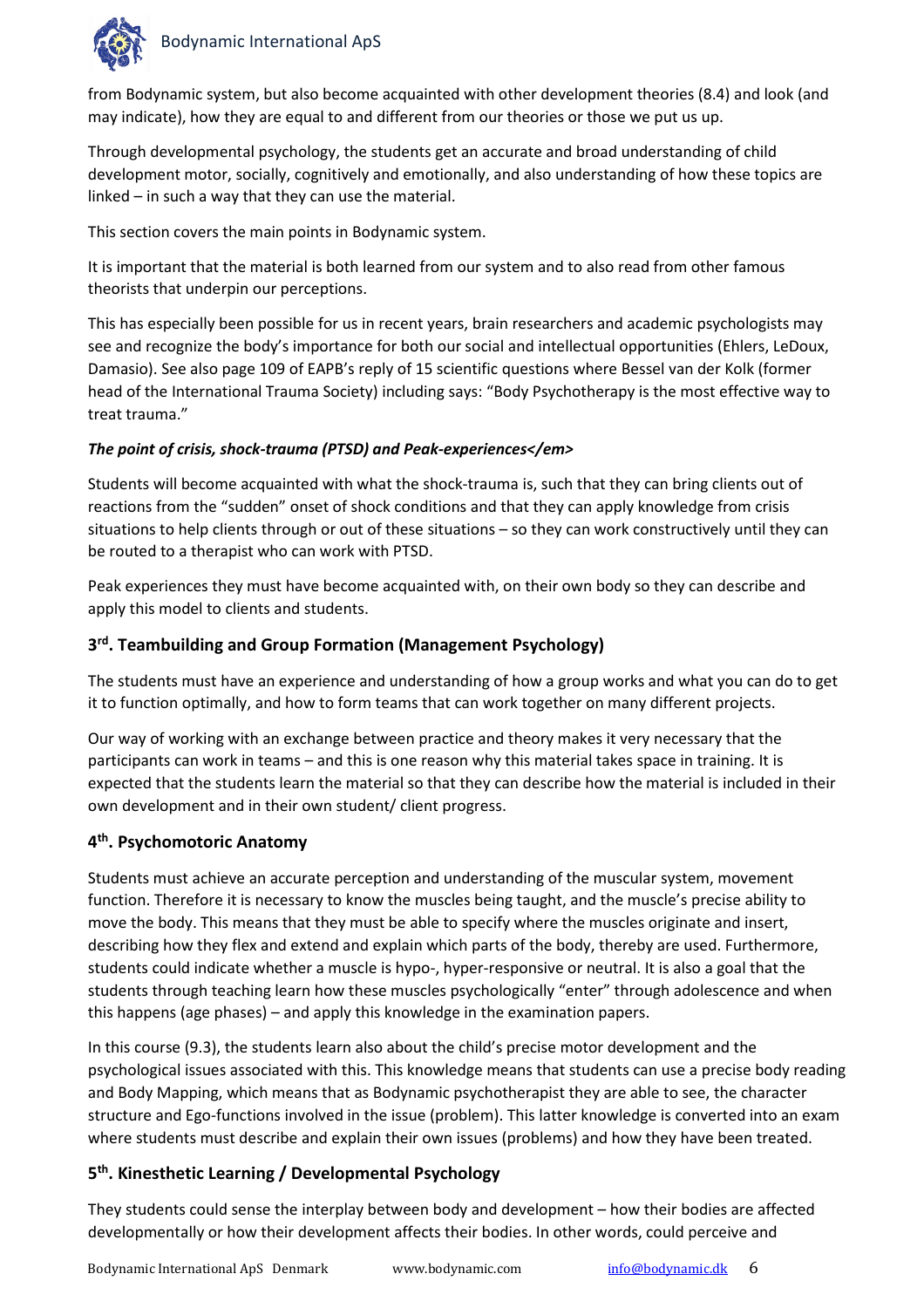from Bodynamic system, but also become acquainted with other development theories (8.4) and look (and may indicate), how they are equal to and different from our theories or those we put us up.

Through developmental psychology, the students get an accurate and broad understanding of child development motor, socially, cognitively and emotionally, and also understanding of how these topics are linked – in such a way that they can use the material.

This section covers the main points in Bodynamic system.

It is important that the material is both learned from our system and to also read from other famous theorists that underpin our perceptions.

This has especially been possible for us in recent years, brain researchers and academic psychologists may see and recognize the body's importance for both our social and intellectual opportunities (Ehlers, LeDoux, Damasio). See also page 109 of EAPB's reply of 15 scientific questions where Bessel van der Kolk (former head of the International Trauma Society) including says: "Body Psychotherapy is the most effective way to treat trauma."

***The point of crisis, shock-trauma (PTSD) and Peak-experiences</em>***

Students will become acquainted with what the shock-trauma is, such that they can bring clients out of reactions from the "sudden" onset of shock conditions and that they can apply knowledge from crisis situations to help clients through or out of these situations – so they can work constructively until they can be routed to a therapist who can work with PTSD.

Peak experiences they must have become acquainted with, on their own body so they can describe and apply this model to clients and students.

### 3rd. Teambuilding and Group Formation (Management Psychology)

The students must have an experience and understanding of how a group works and what you can do to get it to function optimally, and how to form teams that can work together on many different projects.

Our way of working with an exchange between practice and theory makes it very necessary that the participants can work in teams – and this is one reason why this material takes space in training. It is expected that the students learn the material so that they can describe how the material is included in their own development and in their own student/ client progress.

### 4th. Psychomotoric Anatomy

Students must achieve an accurate perception and understanding of the muscular system, movement function. Therefore it is necessary to know the muscles being taught, and the muscle's precise ability to move the body. This means that they must be able to specify where the muscles originate and insert, describing how they flex and extend and explain which parts of the body, thereby are used. Furthermore, students could indicate whether a muscle is hypo-, hyper-responsive or neutral. It is also a goal that the students through teaching learn how these muscles psychologically "enter" through adolescence and when this happens (age phases) – and apply this knowledge in the examination papers.

In this course (9.3), the students learn also about the child's precise motor development and the psychological issues associated with this. This knowledge means that students can use a precise body reading and Body Mapping, which means that as Bodynamic psychotherapist they are able to see, the character structure and Ego-functions involved in the issue (problem). This latter knowledge is converted into an exam where students must describe and explain their own issues (problems) and how they have been treated.

### 5th. Kinesthetic Learning / Developmental Psychology

They students could sense the interplay between body and development – how their bodies are affected developmentally or how their development affects their bodies. In other words, could perceive and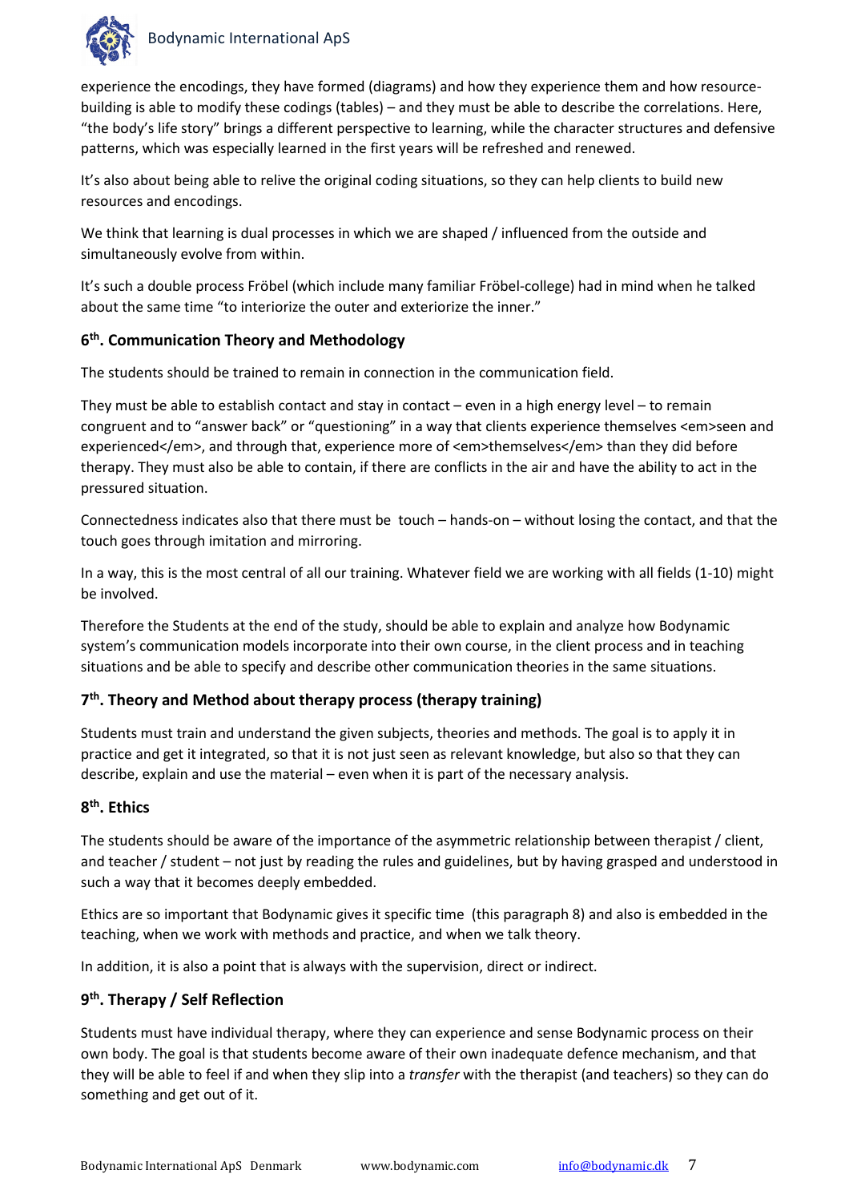experience the encodings, they have formed (diagrams) and how they experience them and how resource-building is able to modify these codings (tables) – and they must be able to describe the correlations. Here, "the body's life story" brings a different perspective to learning, while the character structures and defensive patterns, which was especially learned in the first years will be refreshed and renewed.

It's also about being able to relive the original coding situations, so they can help clients to build new resources and encodings.

We think that learning is dual processes in which we are shaped / influenced from the outside and simultaneously evolve from within.

It's such a double process Fröbel (which include many familiar Fröbel-college) had in mind when he talked about the same time "to interiorize the outer and exteriorize the inner."

### 6th. Communication Theory and Methodology

The students should be trained to remain in connection in the communication field.

They must be able to establish contact and stay in contact – even in a high energy level – to remain congruent and to "answer back" or "questioning" in a way that clients experience themselves <em>seen and experienced</em>, and through that, experience more of <em>themselves</em> than they did before therapy. They must also be able to contain, if there are conflicts in the air and have the ability to act in the pressured situation.

Connectedness indicates also that there must be touch – hands-on – without losing the contact, and that the touch goes through imitation and mirroring.

In a way, this is the most central of all our training. Whatever field we are working with all fields (1-10) might be involved.

Therefore the Students at the end of the study, should be able to explain and analyze how Bodynamic system's communication models incorporate into their own course, in the client process and in teaching situations and be able to specify and describe other communication theories in the same situations.

### 7th. Theory and Method about therapy process (therapy training)

Students must train and understand the given subjects, theories and methods. The goal is to apply it in practice and get it integrated, so that it is not just seen as relevant knowledge, but also so that they can describe, explain and use the material – even when it is part of the necessary analysis.

### 8th. Ethics

The students should be aware of the importance of the asymmetric relationship between therapist / client, and teacher / student – not just by reading the rules and guidelines, but by having grasped and understood in such a way that it becomes deeply embedded.

Ethics are so important that Bodynamic gives it specific time (this paragraph 8) and also is embedded in the teaching, when we work with methods and practice, and when we talk theory.

In addition, it is also a point that is always with the supervision, direct or indirect.

### 9th. Therapy / Self Reflection

Students must have individual therapy, where they can experience and sense Bodynamic process on their own body. The goal is that students become aware of their own inadequate defence mechanism, and that they will be able to feel if and when they slip into a *transfer* with the therapist (and teachers) so they can do something and get out of it.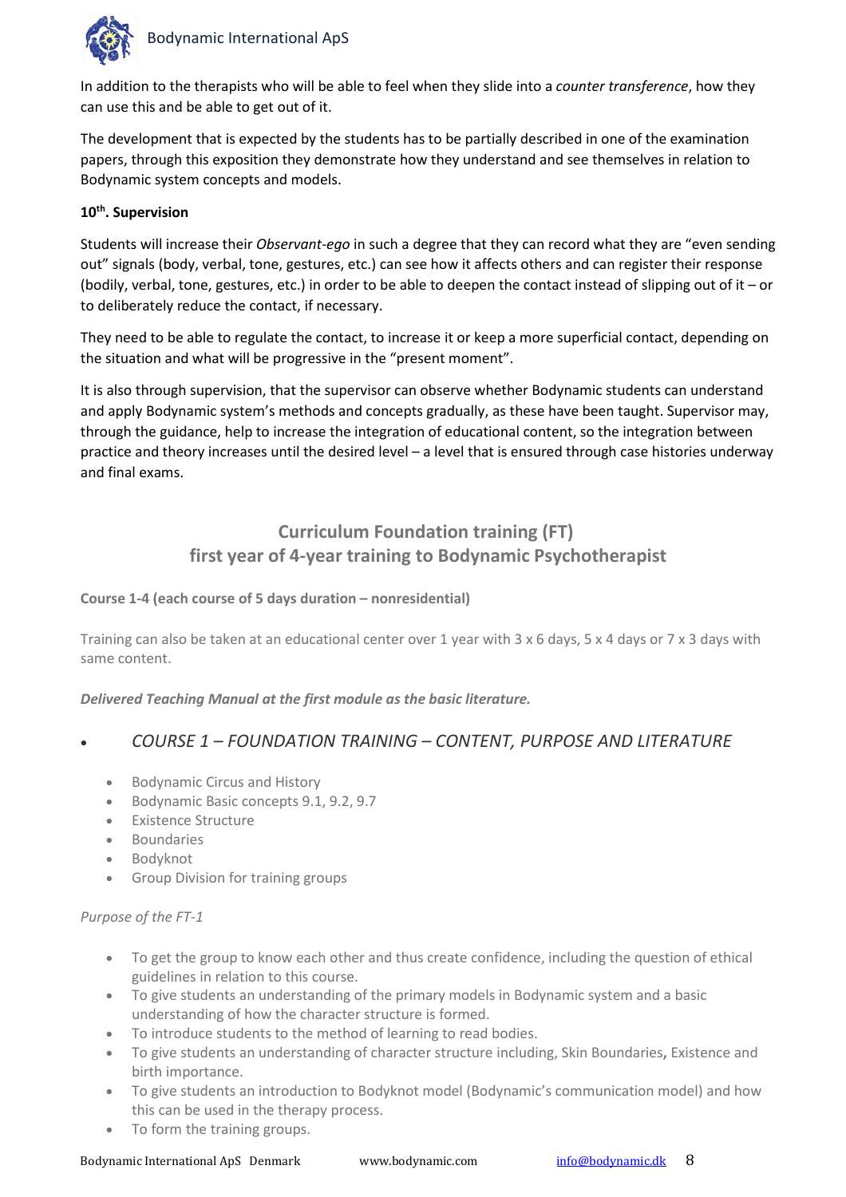In addition to the therapists who will be able to feel when they slide into a *counter transference*, how they can use this and be able to get out of it.

The development that is expected by the students has to be partially described in one of the examination papers, through this exposition they demonstrate how they understand and see themselves in relation to Bodynamic system concepts and models.

**10th. Supervision**

Students will increase their *Observant-ego* in such a degree that they can record what they are "even sending out" signals (body, verbal, tone, gestures, etc.) can see how it affects others and can register their response (bodily, verbal, tone, gestures, etc.) in order to be able to deepen the contact instead of slipping out of it – or to deliberately reduce the contact, if necessary.

They need to be able to regulate the contact, to increase it or keep a more superficial contact, depending on the situation and what will be progressive in the "present moment".

It is also through supervision, that the supervisor can observe whether Bodynamic students can understand and apply Bodynamic system's methods and concepts gradually, as these have been taught. Supervisor may, through the guidance, help to increase the integration of educational content, so the integration between practice and theory increases until the desired level – a level that is ensured through case histories underway and final exams.

## Curriculum Foundation training (FT)
## first year of 4-year training to Bodynamic Psychotherapist

**Course 1-4 (each course of 5 days duration – nonresidential)**

Training can also be taken at an educational center over 1 year with 3 x 6 days, 5 x 4 days or 7 x 3 days with same content.

***Delivered Teaching Manual at the first module as the basic literature.***

- *COURSE 1 – FOUNDATION TRAINING – CONTENT, PURPOSE AND LITERATURE*

  - Bodynamic Circus and History
  - Bodynamic Basic concepts 9.1, 9.2, 9.7
  - Existence Structure
  - Boundaries
  - Bodyknot
  - Group Division for training groups

*Purpose of the FT-1*

- To get the group to know each other and thus create confidence, including the question of ethical guidelines in relation to this course.
- To give students an understanding of the primary models in Bodynamic system and a basic understanding of how the character structure is formed.
- To introduce students to the method of learning to read bodies.
- To give students an understanding of character structure including, Skin Boundaries**,** Existence and birth importance.
- To give students an introduction to Bodyknot model (Bodynamic's communication model) and how this can be used in the therapy process.
- To form the training groups.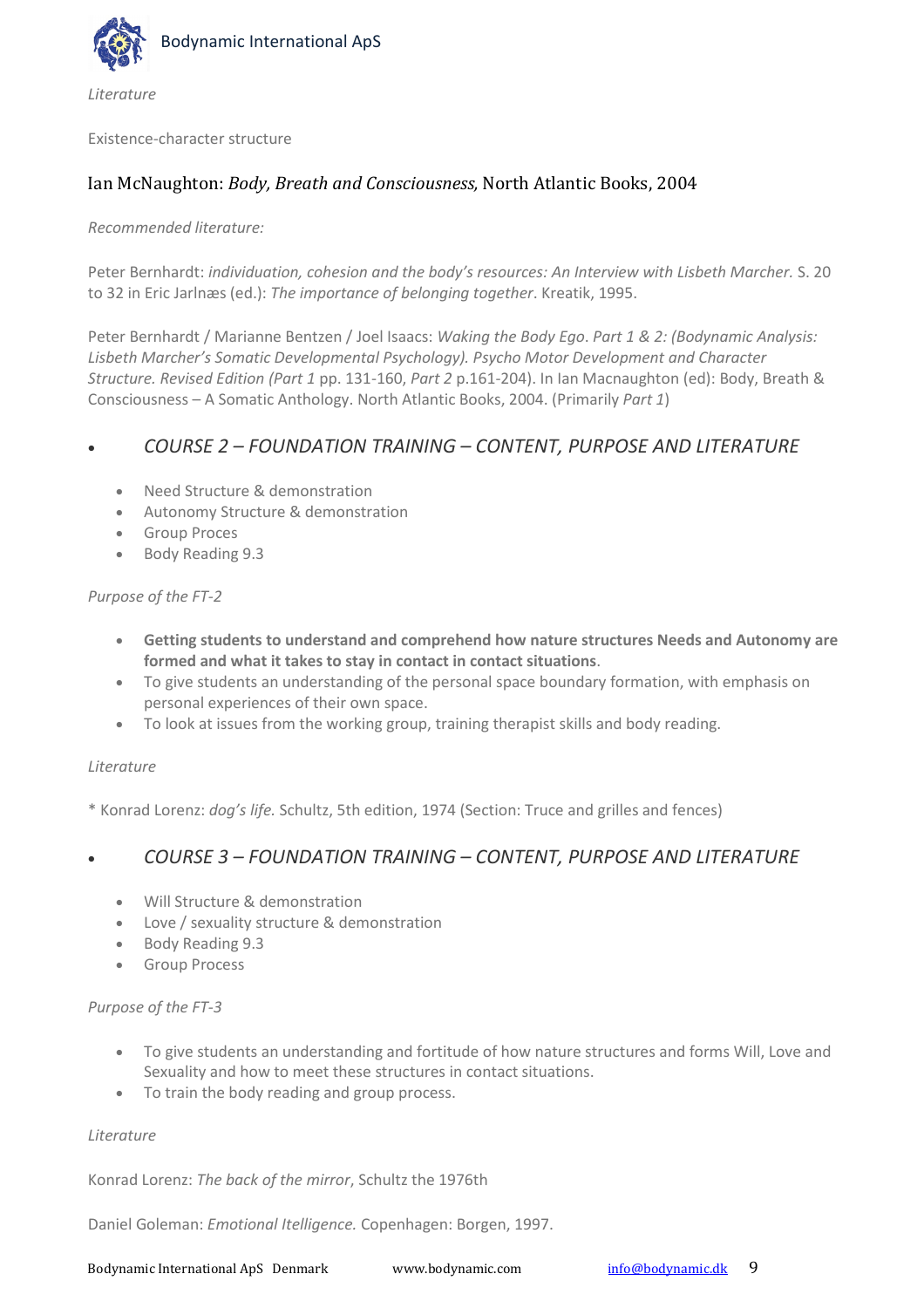*Literature*

Existence-character structure

Ian McNaughton: *Body, Breath and Consciousness,* North Atlantic Books, 2004

*Recommended literature:*

Peter Bernhardt: *individuation, cohesion and the body's resources: An Interview with Lisbeth Marcher.* S. 20 to 32 in Eric Jarlnæs (ed.): *The importance of belonging together*. Kreatik, 1995.

Peter Bernhardt / Marianne Bentzen / Joel Isaacs: *Waking the Body Ego. Part 1 & 2: (Bodynamic Analysis: Lisbeth Marcher's Somatic Developmental Psychology). Psycho Motor Development and Character Structure. Revised Edition (Part 1* pp. 131-160, *Part 2* p.161-204). In Ian Macnaughton (ed): Body, Breath & Consciousness – A Somatic Anthology. North Atlantic Books, 2004. (Primarily *Part 1*)

- *COURSE 2 – FOUNDATION TRAINING – CONTENT, PURPOSE AND LITERATURE*

  - Need Structure & demonstration
  - Autonomy Structure & demonstration
  - Group Proces
  - Body Reading 9.3

*Purpose of the FT-2*

- **Getting students to understand and comprehend how nature structures Needs and Autonomy are formed and what it takes to stay in contact in contact situations**.
- To give students an understanding of the personal space boundary formation, with emphasis on personal experiences of their own space.
- To look at issues from the working group, training therapist skills and body reading.

*Literature*

* Konrad Lorenz: *dog's life.* Schultz, 5th edition, 1974 (Section: Truce and grilles and fences)

- *COURSE 3 – FOUNDATION TRAINING – CONTENT, PURPOSE AND LITERATURE*

  - Will Structure & demonstration
  - Love / sexuality structure & demonstration
  - Body Reading 9.3
  - Group Process

*Purpose of the FT-3*

- To give students an understanding and fortitude of how nature structures and forms Will, Love and Sexuality and how to meet these structures in contact situations.
- To train the body reading and group process.

*Literature*

Konrad Lorenz: *The back of the mirror*, Schultz the 1976th

Daniel Goleman: *Emotional Intelligence.* Copenhagen: Borgen, 1997.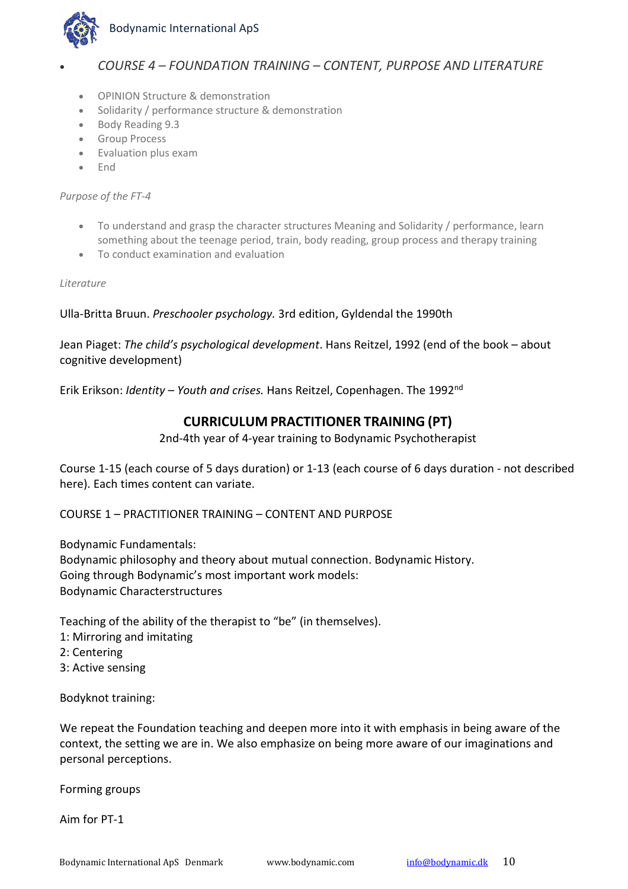- *COURSE 4 – FOUNDATION TRAINING – CONTENT, PURPOSE AND LITERATURE*

  - OPINION Structure & demonstration
  - Solidarity / performance structure & demonstration
  - Body Reading 9.3
  - Group Process
  - Evaluation plus exam
  - End

*Purpose of the FT-4*

- To understand and grasp the character structures Meaning and Solidarity / performance, learn something about the teenage period, train, body reading, group process and therapy training
- To conduct examination and evaluation

*Literature*

Ulla-Britta Bruun. *Preschooler psychology.* 3rd edition, Gyldendal the 1990th

Jean Piaget: *The child's psychological development*. Hans Reitzel, 1992 (end of the book – about cognitive development)

Erik Erikson: *Identity – Youth and crises.* Hans Reitzel, Copenhagen. The 1992nd

## CURRICULUM PRACTITIONER TRAINING (PT)

2nd-4th year of 4-year training to Bodynamic Psychotherapist

Course 1-15 (each course of 5 days duration) or 1-13 (each course of 6 days duration - not described here). Each times content can variate.

COURSE 1 – PRACTITIONER TRAINING – CONTENT AND PURPOSE

Bodynamic Fundamentals:
Bodynamic philosophy and theory about mutual connection. Bodynamic History.
Going through Bodynamic's most important work models:
Bodynamic Characterstructures

Teaching of the ability of the therapist to "be" (in themselves).
1: Mirroring and imitating
2: Centering
3: Active sensing

Bodyknot training:

We repeat the Foundation teaching and deepen more into it with emphasis in being aware of the context, the setting we are in. We also emphasize on being more aware of our imaginations and personal perceptions.

Forming groups

Aim for PT-1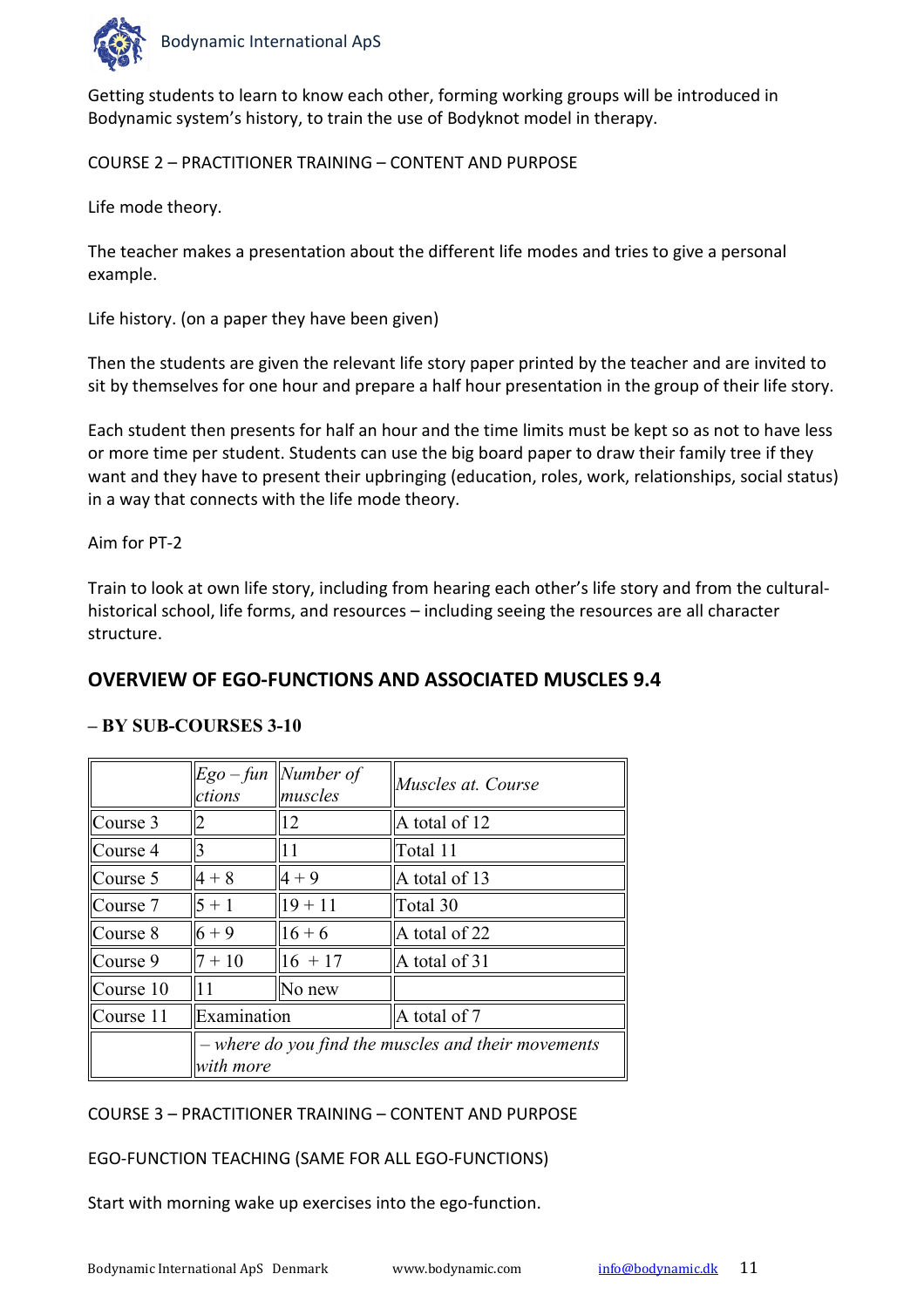Getting students to learn to know each other, forming working groups will be introduced in Bodynamic system's history, to train the use of Bodyknot model in therapy.

COURSE 2 – PRACTITIONER TRAINING – CONTENT AND PURPOSE

Life mode theory.

The teacher makes a presentation about the different life modes and tries to give a personal example.

Life history. (on a paper they have been given)

Then the students are given the relevant life story paper printed by the teacher and are invited to sit by themselves for one hour and prepare a half hour presentation in the group of their life story.

Each student then presents for half an hour and the time limits must be kept so as not to have less or more time per student. Students can use the big board paper to draw their family tree if they want and they have to present their upbringing (education, roles, work, relationships, social status) in a way that connects with the life mode theory.

Aim for PT-2

Train to look at own life story, including from hearing each other's life story and from the cultural-historical school, life forms, and resources – including seeing the resources are all character structure.

## OVERVIEW OF EGO-FUNCTIONS AND ASSOCIATED MUSCLES 9.4

**– BY SUB-COURSES 3-10**

| | *Ego – functions* | *Number of muscles* | *Muscles at. Course* |
|---|---|---|---|
| Course 3 | 2 | 12 | A total of 12 |
| Course 4 | 3 | 11 | Total 11 |
| Course 5 | 4 + 8 | 4 + 9 | A total of 13 |
| Course 7 | 5 + 1 | 19 + 11 | Total 30 |
| Course 8 | 6 + 9 | 16 + 6 | A total of 22 |
| Course 9 | 7 + 10 | 16 + 17 | A total of 31 |
| Course 10 | 11 | No new | |
| Course 11 | Examination | | A total of 7 |
| | *– where do you find the muscles and their movements with more* | | |

COURSE 3 – PRACTITIONER TRAINING – CONTENT AND PURPOSE

EGO-FUNCTION TEACHING (SAME FOR ALL EGO-FUNCTIONS)

Start with morning wake up exercises into the ego-function.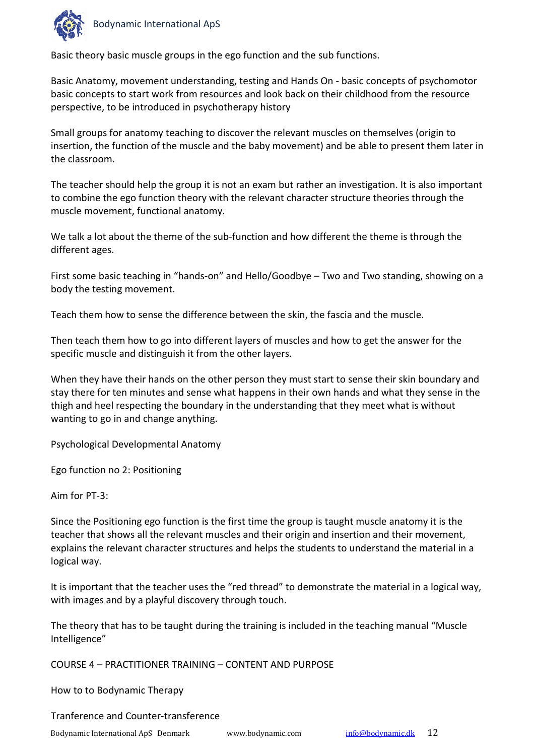Basic theory basic muscle groups in the ego function and the sub functions.

Basic Anatomy, movement understanding, testing and Hands On - basic concepts of psychomotor basic concepts to start work from resources and look back on their childhood from the resource perspective, to be introduced in psychotherapy history

Small groups for anatomy teaching to discover the relevant muscles on themselves (origin to insertion, the function of the muscle and the baby movement) and be able to present them later in the classroom.

The teacher should help the group it is not an exam but rather an investigation. It is also important to combine the ego function theory with the relevant character structure theories through the muscle movement, functional anatomy.

We talk a lot about the theme of the sub-function and how different the theme is through the different ages.

First some basic teaching in "hands-on" and Hello/Goodbye – Two and Two standing, showing on a body the testing movement.

Teach them how to sense the difference between the skin, the fascia and the muscle.

Then teach them how to go into different layers of muscles and how to get the answer for the specific muscle and distinguish it from the other layers.

When they have their hands on the other person they must start to sense their skin boundary and stay there for ten minutes and sense what happens in their own hands and what they sense in the thigh and heel respecting the boundary in the understanding that they meet what is without wanting to go in and change anything.

Psychological Developmental Anatomy

Ego function no 2: Positioning

Aim for PT-3:

Since the Positioning ego function is the first time the group is taught muscle anatomy it is the teacher that shows all the relevant muscles and their origin and insertion and their movement, explains the relevant character structures and helps the students to understand the material in a logical way.

It is important that the teacher uses the "red thread" to demonstrate the material in a logical way, with images and by a playful discovery through touch.

The theory that has to be taught during the training is included in the teaching manual "Muscle Intelligence"

COURSE 4 – PRACTITIONER TRAINING – CONTENT AND PURPOSE

How to to Bodynamic Therapy

Tranference and Counter-transference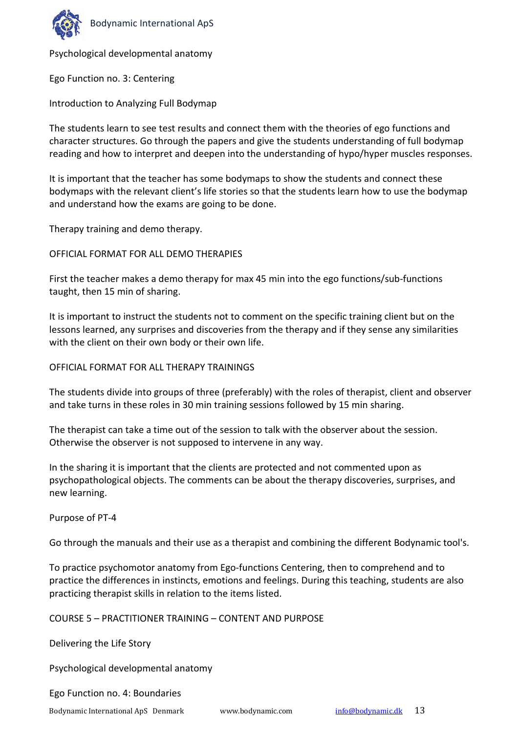Psychological developmental anatomy

Ego Function no. 3: Centering

Introduction to Analyzing Full Bodymap

The students learn to see test results and connect them with the theories of ego functions and character structures. Go through the papers and give the students understanding of full bodymap reading and how to interpret and deepen into the understanding of hypo/hyper muscles responses.

It is important that the teacher has some bodymaps to show the students and connect these bodymaps with the relevant client's life stories so that the students learn how to use the bodymap and understand how the exams are going to be done.

Therapy training and demo therapy.

OFFICIAL FORMAT FOR ALL DEMO THERAPIES

First the teacher makes a demo therapy for max 45 min into the ego functions/sub-functions taught, then 15 min of sharing.

It is important to instruct the students not to comment on the specific training client but on the lessons learned, any surprises and discoveries from the therapy and if they sense any similarities with the client on their own body or their own life.

OFFICIAL FORMAT FOR ALL THERAPY TRAININGS

The students divide into groups of three (preferably) with the roles of therapist, client and observer and take turns in these roles in 30 min training sessions followed by 15 min sharing.

The therapist can take a time out of the session to talk with the observer about the session. Otherwise the observer is not supposed to intervene in any way.

In the sharing it is important that the clients are protected and not commented upon as psychopathological objects. The comments can be about the therapy discoveries, surprises, and new learning.

Purpose of PT-4

Go through the manuals and their use as a therapist and combining the different Bodynamic tool's.

To practice psychomotor anatomy from Ego-functions Centering, then to comprehend and to practice the differences in instincts, emotions and feelings. During this teaching, students are also practicing therapist skills in relation to the items listed.

COURSE 5 – PRACTITIONER TRAINING – CONTENT AND PURPOSE

Delivering the Life Story

Psychological developmental anatomy

Ego Function no. 4: Boundaries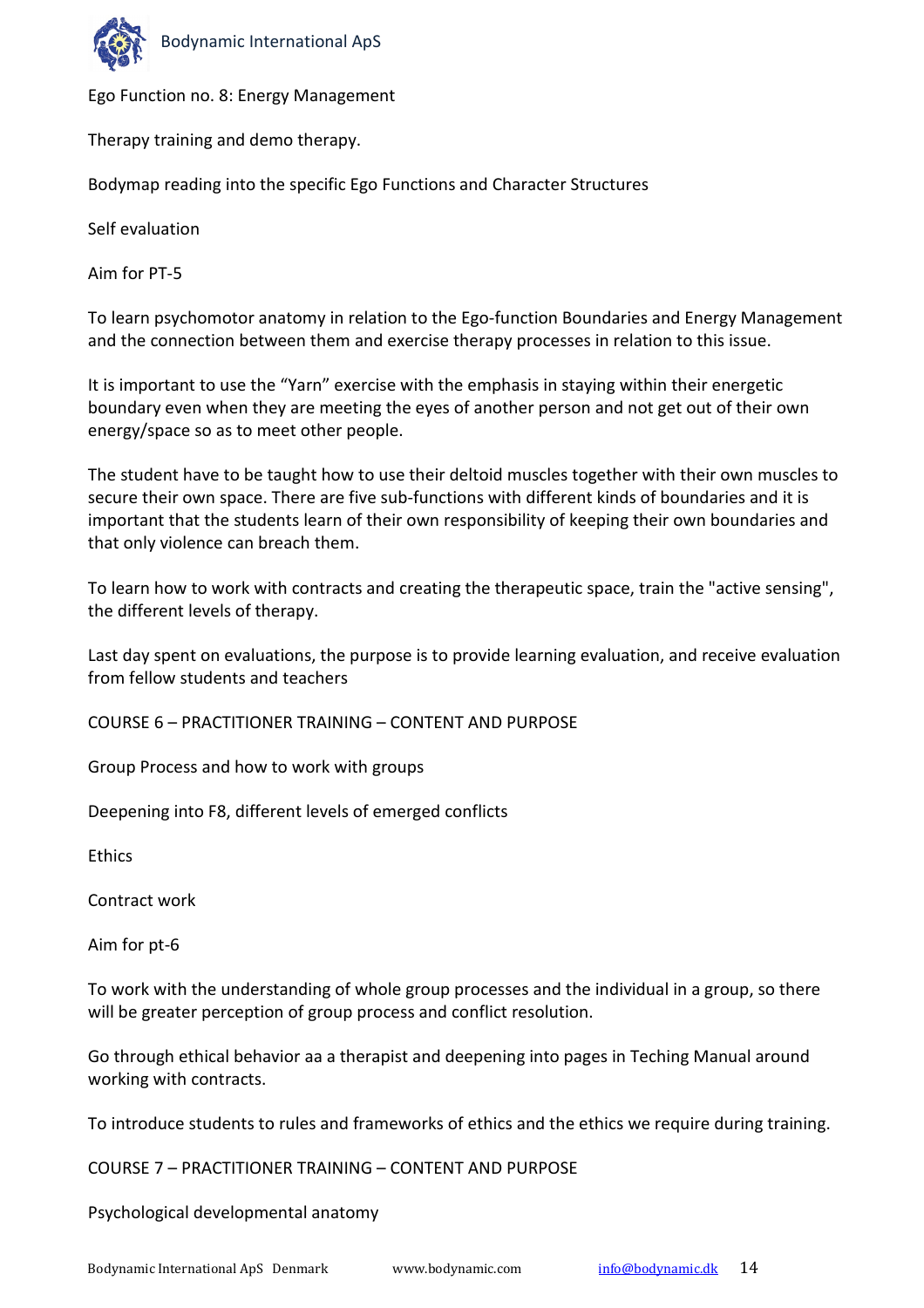Ego Function no. 8: Energy Management

Therapy training and demo therapy.

Bodymap reading into the specific Ego Functions and Character Structures

Self evaluation

Aim for PT-5

To learn psychomotor anatomy in relation to the Ego-function Boundaries and Energy Management and the connection between them and exercise therapy processes in relation to this issue.

It is important to use the "Yarn" exercise with the emphasis in staying within their energetic boundary even when they are meeting the eyes of another person and not get out of their own energy/space so as to meet other people.

The student have to be taught how to use their deltoid muscles together with their own muscles to secure their own space. There are five sub-functions with different kinds of boundaries and it is important that the students learn of their own responsibility of keeping their own boundaries and that only violence can breach them.

To learn how to work with contracts and creating the therapeutic space, train the "active sensing", the different levels of therapy.

Last day spent on evaluations, the purpose is to provide learning evaluation, and receive evaluation from fellow students and teachers

## COURSE 6 – PRACTITIONER TRAINING – CONTENT AND PURPOSE

Group Process and how to work with groups

Deepening into F8, different levels of emerged conflicts

Ethics

Contract work

Aim for pt-6

To work with the understanding of whole group processes and the individual in a group, so there will be greater perception of group process and conflict resolution.

Go through ethical behavior aa a therapist and deepening into pages in Teching Manual around working with contracts.

To introduce students to rules and frameworks of ethics and the ethics we require during training.

## COURSE 7 – PRACTITIONER TRAINING – CONTENT AND PURPOSE

Psychological developmental anatomy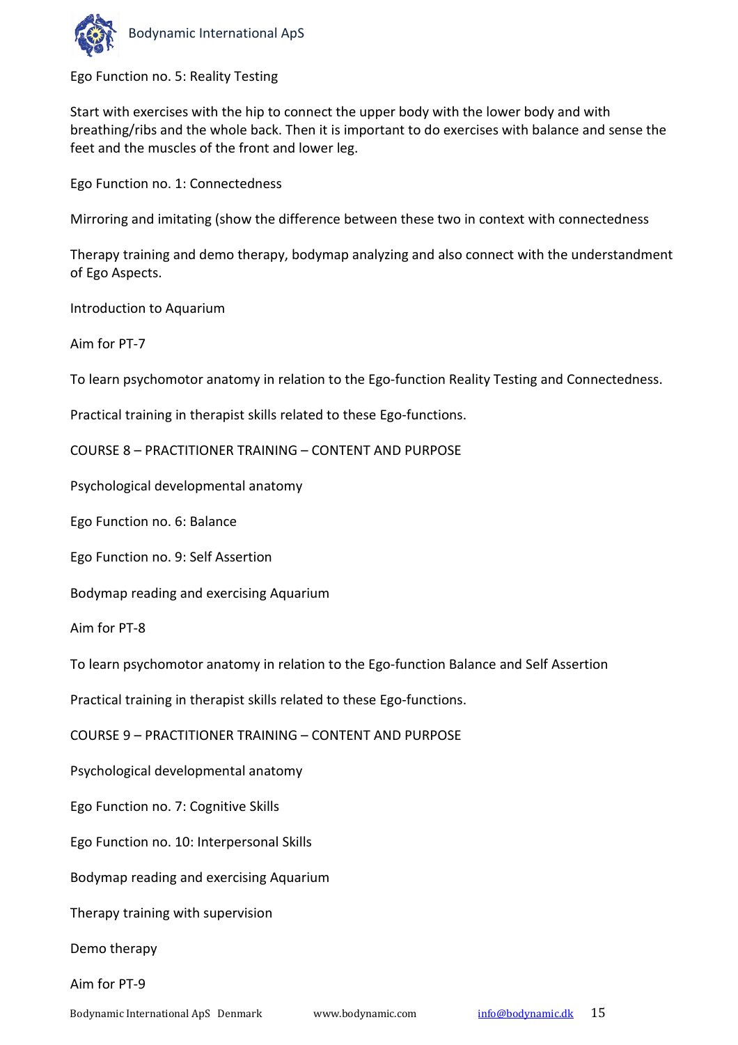Ego Function no. 5: Reality Testing

Start with exercises with the hip to connect the upper body with the lower body and with breathing/ribs and the whole back. Then it is important to do exercises with balance and sense the feet and the muscles of the front and lower leg.

Ego Function no. 1: Connectedness

Mirroring and imitating (show the difference between these two in context with connectedness

Therapy training and demo therapy, bodymap analyzing and also connect with the understandment of Ego Aspects.

Introduction to Aquarium

Aim for PT-7

To learn psychomotor anatomy in relation to the Ego-function Reality Testing and Connectedness.

Practical training in therapist skills related to these Ego-functions.

## COURSE 8 – PRACTITIONER TRAINING – CONTENT AND PURPOSE

Psychological developmental anatomy

Ego Function no. 6: Balance

Ego Function no. 9: Self Assertion

Bodymap reading and exercising Aquarium

Aim for PT-8

To learn psychomotor anatomy in relation to the Ego-function Balance and Self Assertion

Practical training in therapist skills related to these Ego-functions.

## COURSE 9 – PRACTITIONER TRAINING – CONTENT AND PURPOSE

Psychological developmental anatomy

Ego Function no. 7: Cognitive Skills

Ego Function no. 10: Interpersonal Skills

Bodymap reading and exercising Aquarium

Therapy training with supervision

Demo therapy

Aim for PT-9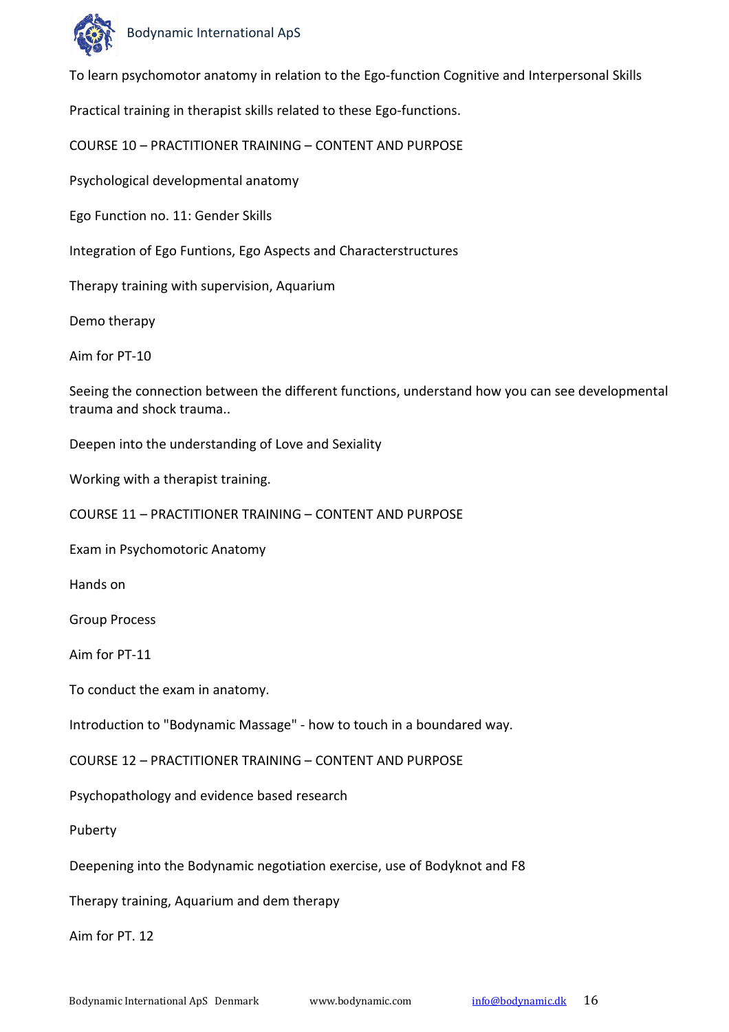To learn psychomotor anatomy in relation to the Ego-function Cognitive and Interpersonal Skills

Practical training in therapist skills related to these Ego-functions.

## COURSE 10 – PRACTITIONER TRAINING – CONTENT AND PURPOSE

Psychological developmental anatomy

Ego Function no. 11: Gender Skills

Integration of Ego Funtions, Ego Aspects and Characterstructures

Therapy training with supervision, Aquarium

Demo therapy

Aim for PT-10

Seeing the connection between the different functions, understand how you can see developmental trauma and shock trauma..

Deepen into the understanding of Love and Sexiality

Working with a therapist training.

## COURSE 11 – PRACTITIONER TRAINING – CONTENT AND PURPOSE

Exam in Psychomotoric Anatomy

Hands on

Group Process

Aim for PT-11

To conduct the exam in anatomy.

Introduction to "Bodynamic Massage" - how to touch in a boundared way.

## COURSE 12 – PRACTITIONER TRAINING – CONTENT AND PURPOSE

Psychopathology and evidence based research

Puberty

Deepening into the Bodynamic negotiation exercise, use of Bodyknot and F8

Therapy training, Aquarium and dem therapy

Aim for PT. 12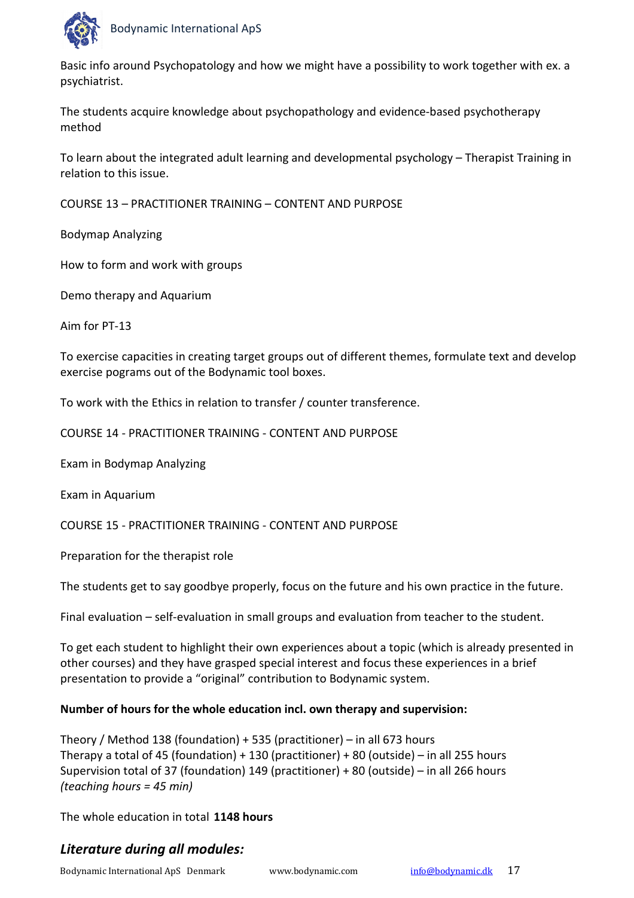Basic info around Psychopatology and how we might have a possibility to work together with ex. a psychiatrist.

The students acquire knowledge about psychopathology and evidence-based psychotherapy method

To learn about the integrated adult learning and developmental psychology – Therapist Training in relation to this issue.

COURSE 13 – PRACTITIONER TRAINING – CONTENT AND PURPOSE

Bodymap Analyzing

How to form and work with groups

Demo therapy and Aquarium

Aim for PT-13

To exercise capacities in creating target groups out of different themes, formulate text and develop exercise pograms out of the Bodynamic tool boxes.

To work with the Ethics in relation to transfer / counter transference.

COURSE 14 - PRACTITIONER TRAINING - CONTENT AND PURPOSE

Exam in Bodymap Analyzing

Exam in Aquarium

COURSE 15 - PRACTITIONER TRAINING - CONTENT AND PURPOSE

Preparation for the therapist role

The students get to say goodbye properly, focus on the future and his own practice in the future.

Final evaluation – self-evaluation in small groups and evaluation from teacher to the student.

To get each student to highlight their own experiences about a topic (which is already presented in other courses) and they have grasped special interest and focus these experiences in a brief presentation to provide a "original" contribution to Bodynamic system.

**Number of hours for the whole education incl. own therapy and supervision:**

Theory / Method 138 (foundation) + 535 (practitioner) – in all 673 hours
Therapy a total of 45 (foundation) + 130 (practitioner) + 80 (outside) – in all 255 hours
Supervision total of 37 (foundation) 149 (practitioner) + 80 (outside) – in all 266 hours
*(teaching hours = 45 min)*

The whole education in total **1148 hours**

## *Literature during all modules:*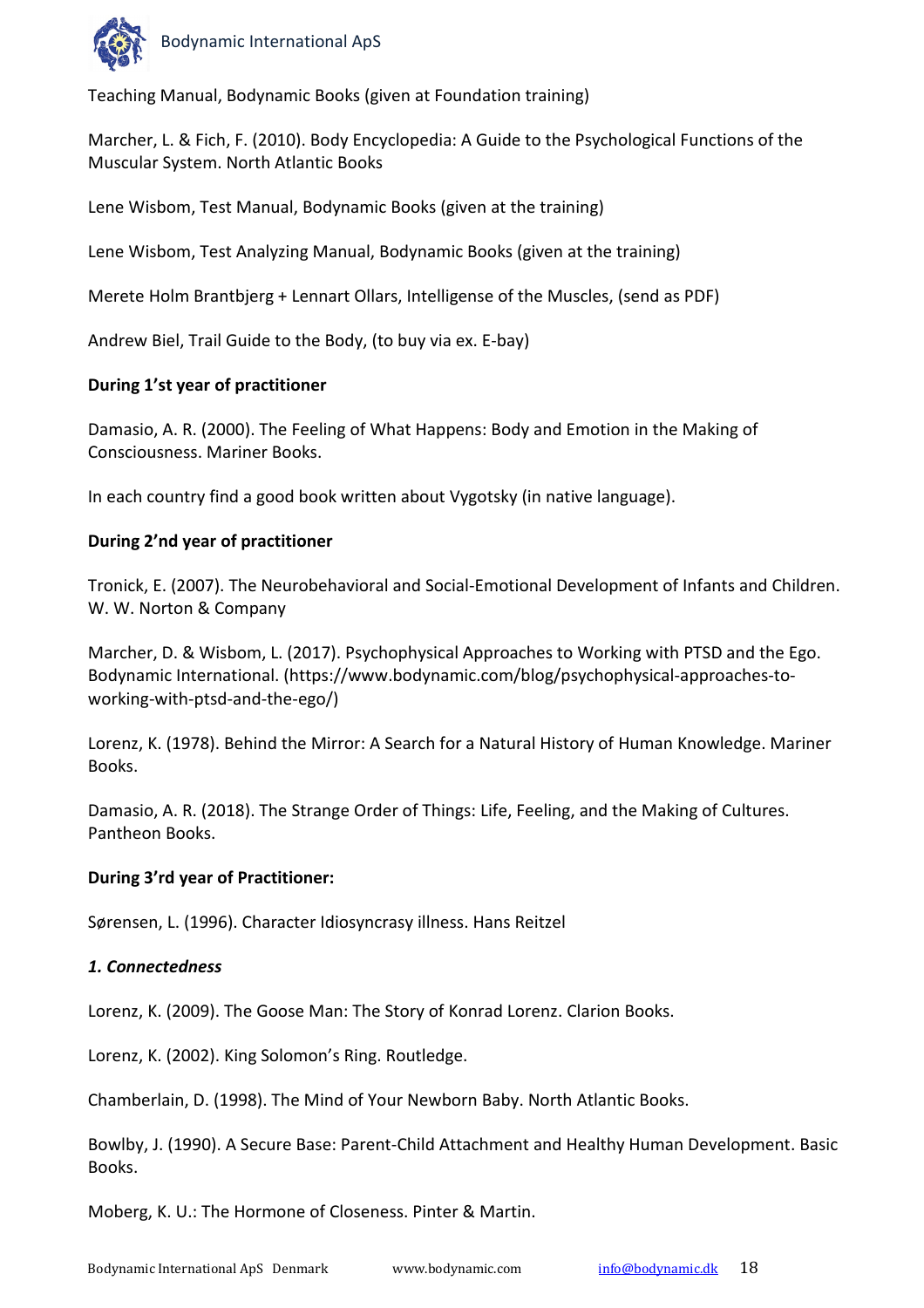Teaching Manual, Bodynamic Books (given at Foundation training)

Marcher, L. & Fich, F. (2010). Body Encyclopedia: A Guide to the Psychological Functions of the Muscular System. North Atlantic Books

Lene Wisbom, Test Manual, Bodynamic Books (given at the training)

Lene Wisbom, Test Analyzing Manual, Bodynamic Books (given at the training)

Merete Holm Brantbjerg + Lennart Ollars, Intelligense of the Muscles, (send as PDF)

Andrew Biel, Trail Guide to the Body, (to buy via ex. E-bay)

**During 1'st year of practitioner**

Damasio, A. R. (2000). The Feeling of What Happens: Body and Emotion in the Making of Consciousness. Mariner Books.

In each country find a good book written about Vygotsky (in native language).

**During 2'nd year of practitioner**

Tronick, E. (2007). The Neurobehavioral and Social-Emotional Development of Infants and Children. W. W. Norton & Company

Marcher, D. & Wisbom, L. (2017). Psychophysical Approaches to Working with PTSD and the Ego. Bodynamic International. (https://www.bodynamic.com/blog/psychophysical-approaches-to-working-with-ptsd-and-the-ego/)

Lorenz, K. (1978). Behind the Mirror: A Search for a Natural History of Human Knowledge. Mariner Books.

Damasio, A. R. (2018). The Strange Order of Things: Life, Feeling, and the Making of Cultures. Pantheon Books.

**During 3'rd year of Practitioner:**

Sørensen, L. (1996). Character Idiosyncrasy illness. Hans Reitzel

***1. Connectedness***

Lorenz, K. (2009). The Goose Man: The Story of Konrad Lorenz. Clarion Books.

Lorenz, K. (2002). King Solomon's Ring. Routledge.

Chamberlain, D. (1998). The Mind of Your Newborn Baby. North Atlantic Books.

Bowlby, J. (1990). A Secure Base: Parent-Child Attachment and Healthy Human Development. Basic Books.

Moberg, K. U.: The Hormone of Closeness. Pinter & Martin.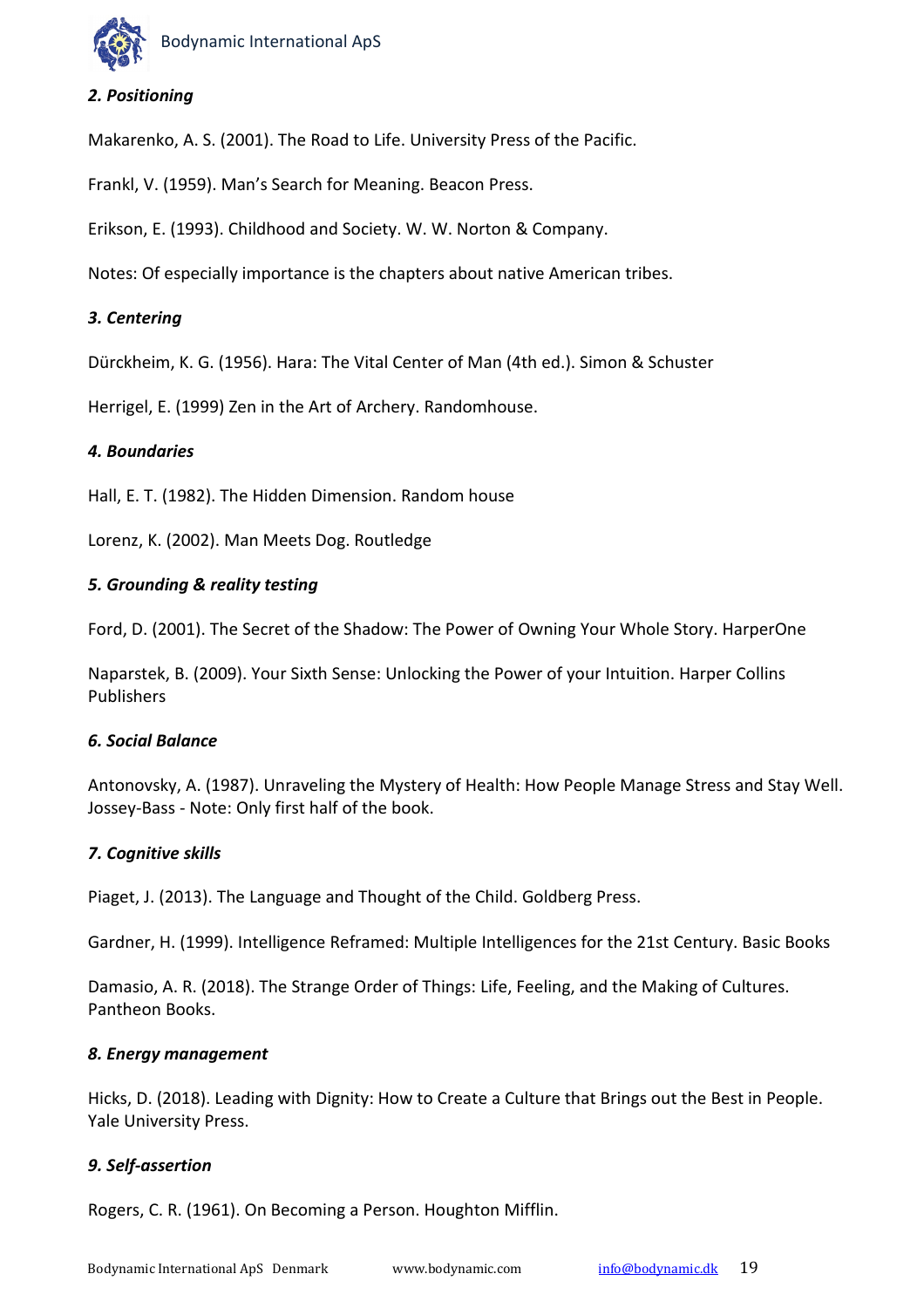***2. Positioning***

Makarenko, A. S. (2001). The Road to Life. University Press of the Pacific.

Frankl, V. (1959). Man's Search for Meaning. Beacon Press.

Erikson, E. (1993). Childhood and Society. W. W. Norton & Company.

Notes: Of especially importance is the chapters about native American tribes.

***3. Centering***

Dürckheim, K. G. (1956). Hara: The Vital Center of Man (4th ed.). Simon & Schuster

Herrigel, E. (1999) Zen in the Art of Archery. Randomhouse.

***4. Boundaries***

Hall, E. T. (1982). The Hidden Dimension. Random house

Lorenz, K. (2002). Man Meets Dog. Routledge

***5. Grounding & reality testing***

Ford, D. (2001). The Secret of the Shadow: The Power of Owning Your Whole Story. HarperOne

Naparstek, B. (2009). Your Sixth Sense: Unlocking the Power of your Intuition. Harper Collins Publishers

***6. Social Balance***

Antonovsky, A. (1987). Unraveling the Mystery of Health: How People Manage Stress and Stay Well. Jossey-Bass - Note: Only first half of the book.

***7. Cognitive skills***

Piaget, J. (2013). The Language and Thought of the Child. Goldberg Press.

Gardner, H. (1999). Intelligence Reframed: Multiple Intelligences for the 21st Century. Basic Books

Damasio, A. R. (2018). The Strange Order of Things: Life, Feeling, and the Making of Cultures. Pantheon Books.

***8. Energy management***

Hicks, D. (2018). Leading with Dignity: How to Create a Culture that Brings out the Best in People. Yale University Press.

***9. Self-assertion***

Rogers, C. R. (1961). On Becoming a Person. Houghton Mifflin.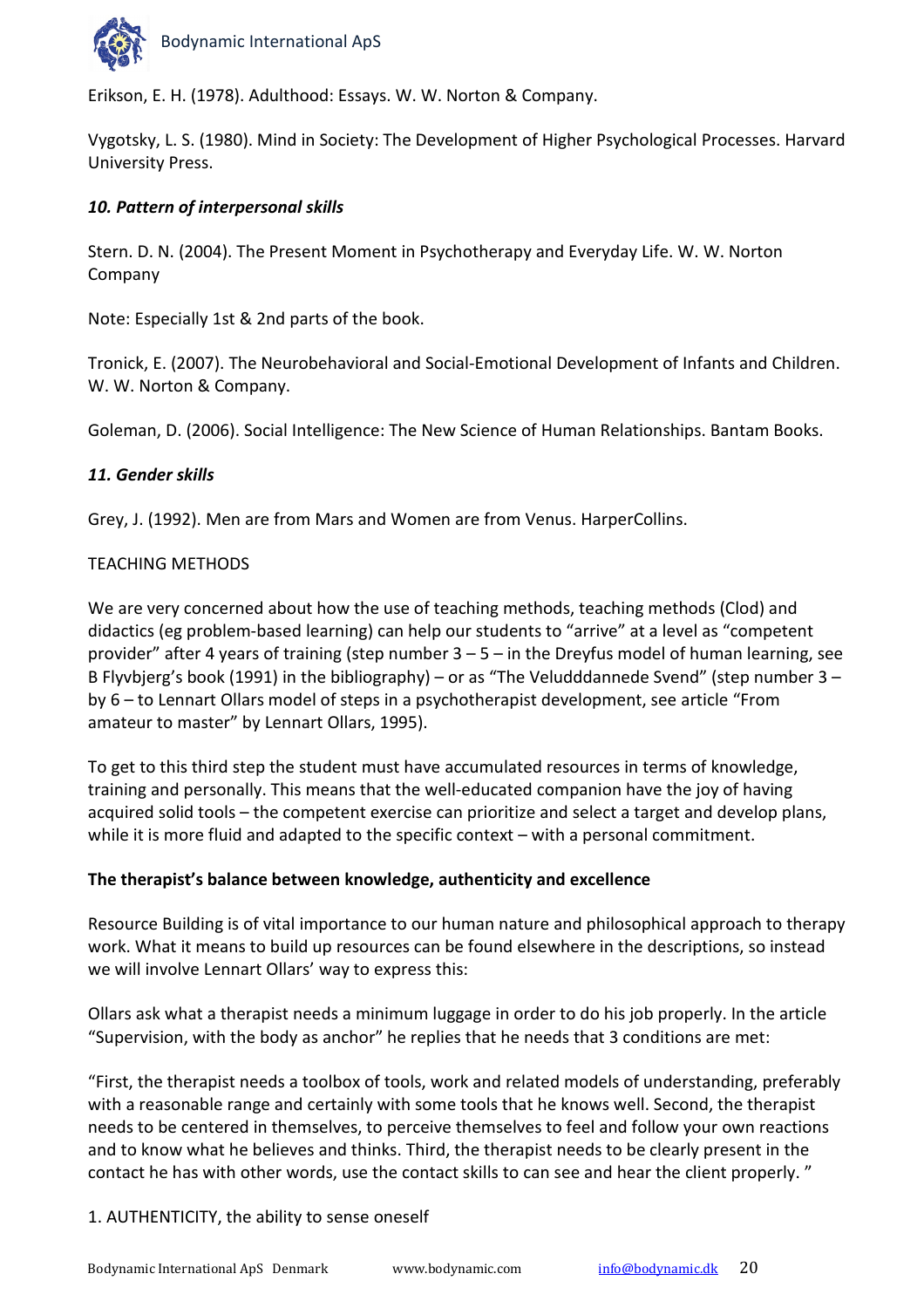Erikson, E. H. (1978). Adulthood: Essays. W. W. Norton & Company.

Vygotsky, L. S. (1980). Mind in Society: The Development of Higher Psychological Processes. Harvard University Press.

***10. Pattern of interpersonal skills***

Stern. D. N. (2004). The Present Moment in Psychotherapy and Everyday Life. W. W. Norton Company

Note: Especially 1st & 2nd parts of the book.

Tronick, E. (2007). The Neurobehavioral and Social-Emotional Development of Infants and Children. W. W. Norton & Company.

Goleman, D. (2006). Social Intelligence: The New Science of Human Relationships. Bantam Books.

***11. Gender skills***

Grey, J. (1992). Men are from Mars and Women are from Venus. HarperCollins.

TEACHING METHODS

We are very concerned about how the use of teaching methods, teaching methods (Clod) and didactics (eg problem-based learning) can help our students to "arrive" at a level as "competent provider" after 4 years of training (step number 3 – 5 – in the Dreyfus model of human learning, see B Flyvbjerg's book (1991) in the bibliography) – or as "The Veludddannede Svend" (step number 3 – by 6 – to Lennart Ollars model of steps in a psychotherapist development, see article "From amateur to master" by Lennart Ollars, 1995).

To get to this third step the student must have accumulated resources in terms of knowledge, training and personally. This means that the well-educated companion have the joy of having acquired solid tools – the competent exercise can prioritize and select a target and develop plans, while it is more fluid and adapted to the specific context – with a personal commitment.

**The therapist's balance between knowledge, authenticity and excellence**

Resource Building is of vital importance to our human nature and philosophical approach to therapy work. What it means to build up resources can be found elsewhere in the descriptions, so instead we will involve Lennart Ollars' way to express this:

Ollars ask what a therapist needs a minimum luggage in order to do his job properly. In the article "Supervision, with the body as anchor" he replies that he needs that 3 conditions are met:

"First, the therapist needs a toolbox of tools, work and related models of understanding, preferably with a reasonable range and certainly with some tools that he knows well. Second, the therapist needs to be centered in themselves, to perceive themselves to feel and follow your own reactions and to know what he believes and thinks. Third, the therapist needs to be clearly present in the contact he has with other words, use the contact skills to can see and hear the client properly. "

1. AUTHENTICITY, the ability to sense oneself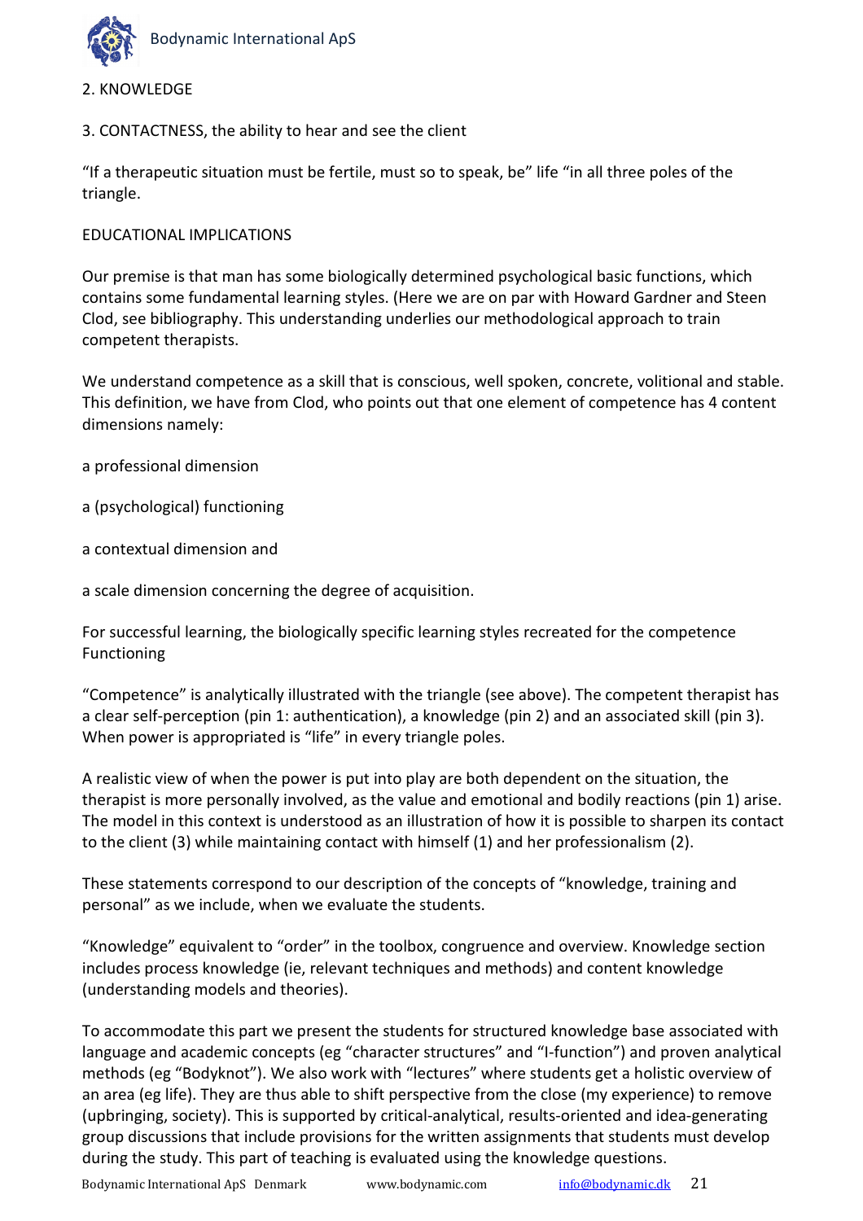2. KNOWLEDGE

3. CONTACTNESS, the ability to hear and see the client

"If a therapeutic situation must be fertile, must so to speak, be" life "in all three poles of the triangle.

EDUCATIONAL IMPLICATIONS

Our premise is that man has some biologically determined psychological basic functions, which contains some fundamental learning styles. (Here we are on par with Howard Gardner and Steen Clod, see bibliography. This understanding underlies our methodological approach to train competent therapists.

We understand competence as a skill that is conscious, well spoken, concrete, volitional and stable. This definition, we have from Clod, who points out that one element of competence has 4 content dimensions namely:

a professional dimension

a (psychological) functioning

a contextual dimension and

a scale dimension concerning the degree of acquisition.

For successful learning, the biologically specific learning styles recreated for the competence Functioning

"Competence" is analytically illustrated with the triangle (see above). The competent therapist has a clear self-perception (pin 1: authentication), a knowledge (pin 2) and an associated skill (pin 3). When power is appropriated is "life" in every triangle poles.

A realistic view of when the power is put into play are both dependent on the situation, the therapist is more personally involved, as the value and emotional and bodily reactions (pin 1) arise. The model in this context is understood as an illustration of how it is possible to sharpen its contact to the client (3) while maintaining contact with himself (1) and her professionalism (2).

These statements correspond to our description of the concepts of "knowledge, training and personal" as we include, when we evaluate the students.

"Knowledge" equivalent to "order" in the toolbox, congruence and overview. Knowledge section includes process knowledge (ie, relevant techniques and methods) and content knowledge (understanding models and theories).

To accommodate this part we present the students for structured knowledge base associated with language and academic concepts (eg "character structures" and "I-function") and proven analytical methods (eg "Bodyknot"). We also work with "lectures" where students get a holistic overview of an area (eg life). They are thus able to shift perspective from the close (my experience) to remove (upbringing, society). This is supported by critical-analytical, results-oriented and idea-generating group discussions that include provisions for the written assignments that students must develop during the study. This part of teaching is evaluated using the knowledge questions.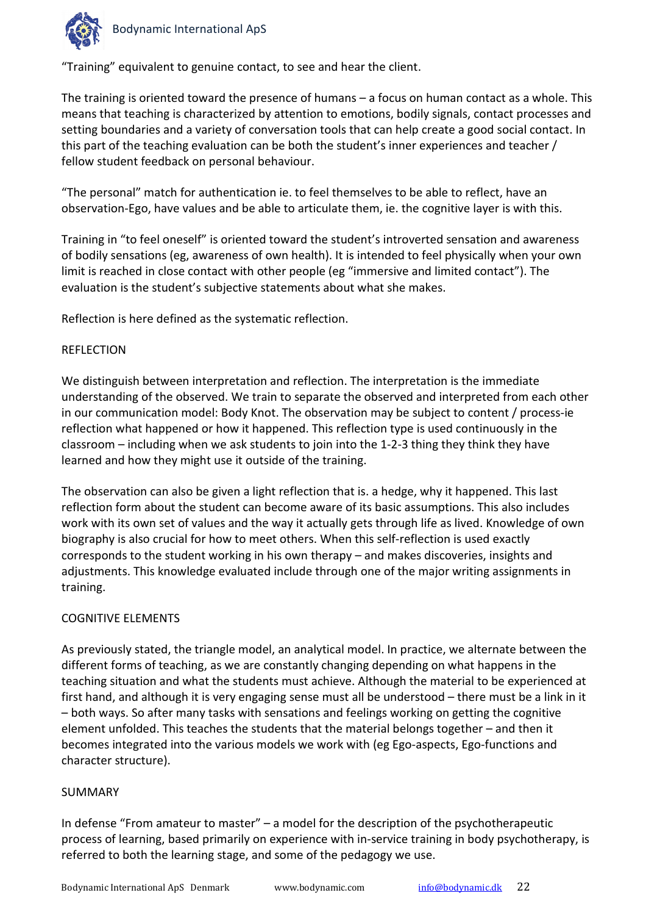"Training" equivalent to genuine contact, to see and hear the client.

The training is oriented toward the presence of humans – a focus on human contact as a whole. This means that teaching is characterized by attention to emotions, bodily signals, contact processes and setting boundaries and a variety of conversation tools that can help create a good social contact. In this part of the teaching evaluation can be both the student's inner experiences and teacher / fellow student feedback on personal behaviour.

"The personal" match for authentication ie. to feel themselves to be able to reflect, have an observation-Ego, have values and be able to articulate them, ie. the cognitive layer is with this.

Training in "to feel oneself" is oriented toward the student's introverted sensation and awareness of bodily sensations (eg, awareness of own health). It is intended to feel physically when your own limit is reached in close contact with other people (eg "immersive and limited contact"). The evaluation is the student's subjective statements about what she makes.

Reflection is here defined as the systematic reflection.

## REFLECTION

We distinguish between interpretation and reflection. The interpretation is the immediate understanding of the observed. We train to separate the observed and interpreted from each other in our communication model: Body Knot. The observation may be subject to content / process-ie reflection what happened or how it happened. This reflection type is used continuously in the classroom – including when we ask students to join into the 1-2-3 thing they think they have learned and how they might use it outside of the training.

The observation can also be given a light reflection that is. a hedge, why it happened. This last reflection form about the student can become aware of its basic assumptions. This also includes work with its own set of values and the way it actually gets through life as lived. Knowledge of own biography is also crucial for how to meet others. When this self-reflection is used exactly corresponds to the student working in his own therapy – and makes discoveries, insights and adjustments. This knowledge evaluated include through one of the major writing assignments in training.

## COGNITIVE ELEMENTS

As previously stated, the triangle model, an analytical model. In practice, we alternate between the different forms of teaching, as we are constantly changing depending on what happens in the teaching situation and what the students must achieve. Although the material to be experienced at first hand, and although it is very engaging sense must all be understood – there must be a link in it – both ways. So after many tasks with sensations and feelings working on getting the cognitive element unfolded. This teaches the students that the material belongs together – and then it becomes integrated into the various models we work with (eg Ego-aspects, Ego-functions and character structure).

## SUMMARY

In defense "From amateur to master" – a model for the description of the psychotherapeutic process of learning, based primarily on experience with in-service training in body psychotherapy, is referred to both the learning stage, and some of the pedagogy we use.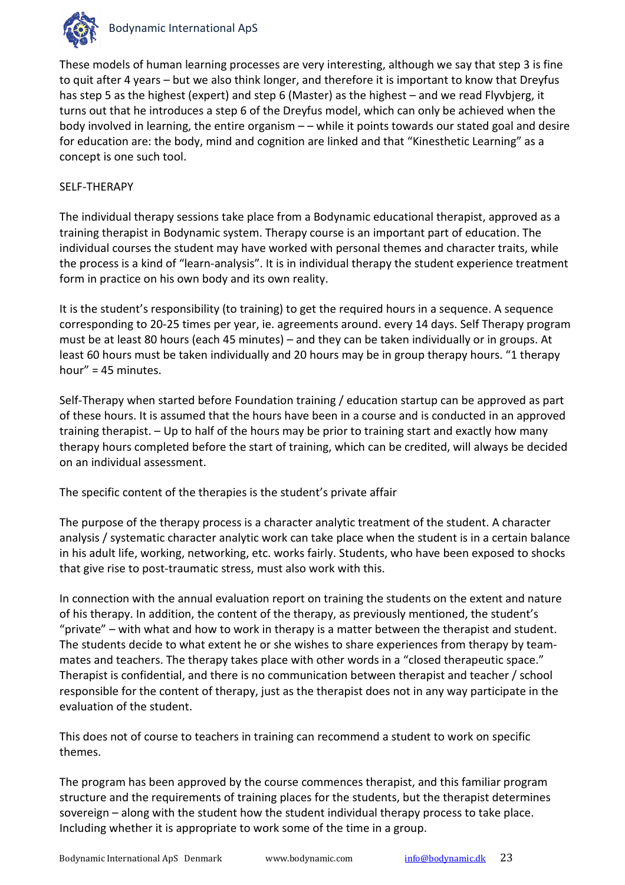These models of human learning processes are very interesting, although we say that step 3 is fine to quit after 4 years – but we also think longer, and therefore it is important to know that Dreyfus has step 5 as the highest (expert) and step 6 (Master) as the highest – and we read Flyvbjerg, it turns out that he introduces a step 6 of the Dreyfus model, which can only be achieved when the body involved in learning, the entire organism – – while it points towards our stated goal and desire for education are: the body, mind and cognition are linked and that "Kinesthetic Learning" as a concept is one such tool.

SELF-THERAPY

The individual therapy sessions take place from a Bodynamic educational therapist, approved as a training therapist in Bodynamic system. Therapy course is an important part of education. The individual courses the student may have worked with personal themes and character traits, while the process is a kind of "learn-analysis". It is in individual therapy the student experience treatment form in practice on his own body and its own reality.

It is the student's responsibility (to training) to get the required hours in a sequence. A sequence corresponding to 20-25 times per year, ie. agreements around. every 14 days. Self Therapy program must be at least 80 hours (each 45 minutes) – and they can be taken individually or in groups. At least 60 hours must be taken individually and 20 hours may be in group therapy hours. "1 therapy hour" = 45 minutes.

Self-Therapy when started before Foundation training / education startup can be approved as part of these hours. It is assumed that the hours have been in a course and is conducted in an approved training therapist. – Up to half of the hours may be prior to training start and exactly how many therapy hours completed before the start of training, which can be credited, will always be decided on an individual assessment.

The specific content of the therapies is the student's private affair

The purpose of the therapy process is a character analytic treatment of the student. A character analysis / systematic character analytic work can take place when the student is in a certain balance in his adult life, working, networking, etc. works fairly. Students, who have been exposed to shocks that give rise to post-traumatic stress, must also work with this.

In connection with the annual evaluation report on training the students on the extent and nature of his therapy. In addition, the content of the therapy, as previously mentioned, the student's "private" – with what and how to work in therapy is a matter between the therapist and student. The students decide to what extent he or she wishes to share experiences from therapy by team-mates and teachers. The therapy takes place with other words in a "closed therapeutic space." Therapist is confidential, and there is no communication between therapist and teacher / school responsible for the content of therapy, just as the therapist does not in any way participate in the evaluation of the student.

This does not of course to teachers in training can recommend a student to work on specific themes.

The program has been approved by the course commences therapist, and this familiar program structure and the requirements of training places for the students, but the therapist determines sovereign – along with the student how the student individual therapy process to take place. Including whether it is appropriate to work some of the time in a group.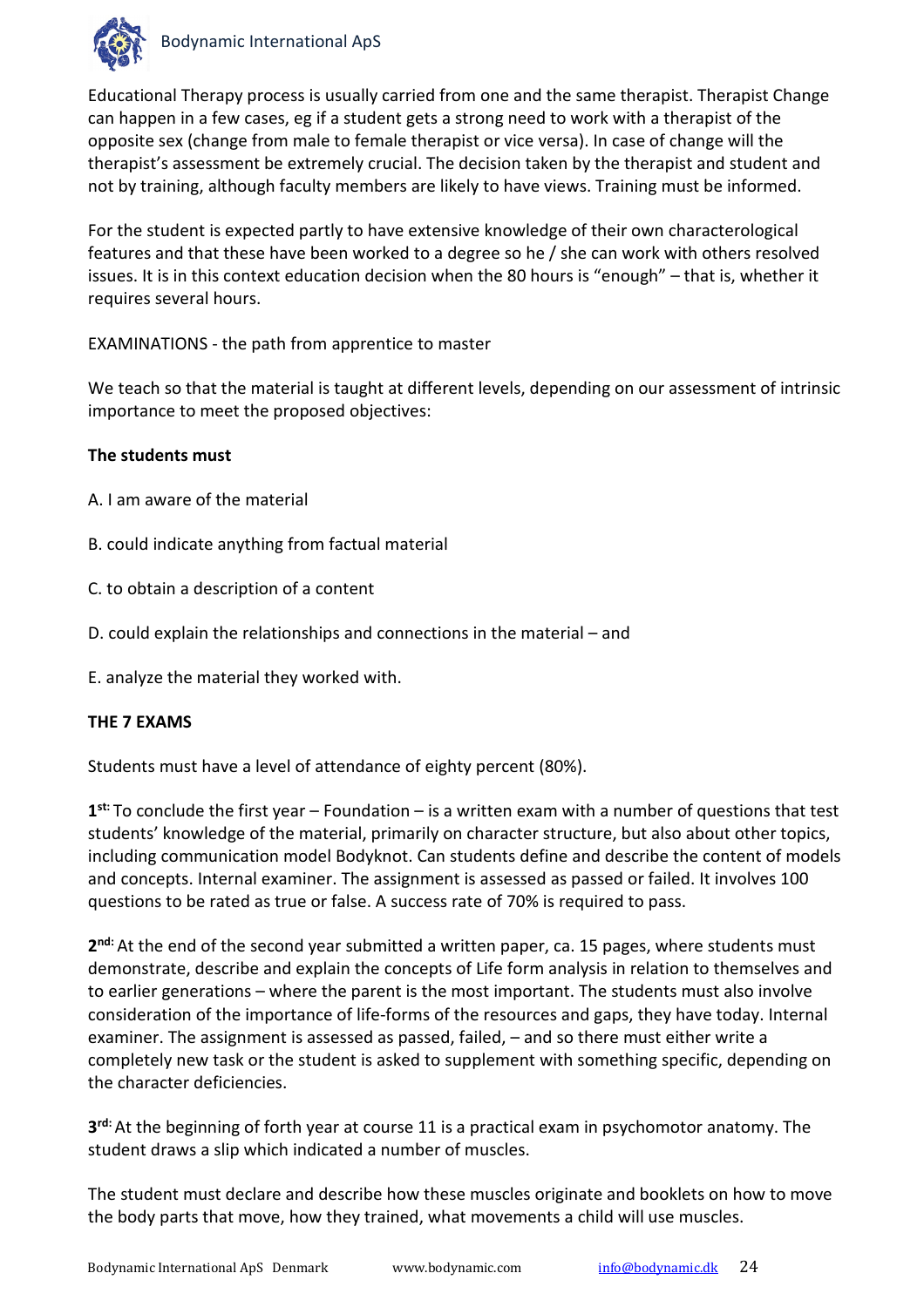Educational Therapy process is usually carried from one and the same therapist. Therapist Change can happen in a few cases, eg if a student gets a strong need to work with a therapist of the opposite sex (change from male to female therapist or vice versa). In case of change will the therapist's assessment be extremely crucial. The decision taken by the therapist and student and not by training, although faculty members are likely to have views. Training must be informed.

For the student is expected partly to have extensive knowledge of their own characterological features and that these have been worked to a degree so he / she can work with others resolved issues. It is in this context education decision when the 80 hours is "enough" – that is, whether it requires several hours.

EXAMINATIONS - the path from apprentice to master

We teach so that the material is taught at different levels, depending on our assessment of intrinsic importance to meet the proposed objectives:

**The students must**

A. I am aware of the material

B. could indicate anything from factual material

C. to obtain a description of a content

D. could explain the relationships and connections in the material – and

E. analyze the material they worked with.

**THE 7 EXAMS**

Students must have a level of attendance of eighty percent (80%).

**1st:** To conclude the first year – Foundation – is a written exam with a number of questions that test students' knowledge of the material, primarily on character structure, but also about other topics, including communication model Bodyknot. Can students define and describe the content of models and concepts. Internal examiner. The assignment is assessed as passed or failed. It involves 100 questions to be rated as true or false. A success rate of 70% is required to pass.

**2nd:** At the end of the second year submitted a written paper, ca. 15 pages, where students must demonstrate, describe and explain the concepts of Life form analysis in relation to themselves and to earlier generations – where the parent is the most important. The students must also involve consideration of the importance of life-forms of the resources and gaps, they have today. Internal examiner. The assignment is assessed as passed, failed, – and so there must either write a completely new task or the student is asked to supplement with something specific, depending on the character deficiencies.

**3rd:** At the beginning of forth year at course 11 is a practical exam in psychomotor anatomy. The student draws a slip which indicated a number of muscles.

The student must declare and describe how these muscles originate and booklets on how to move the body parts that move, how they trained, what movements a child will use muscles.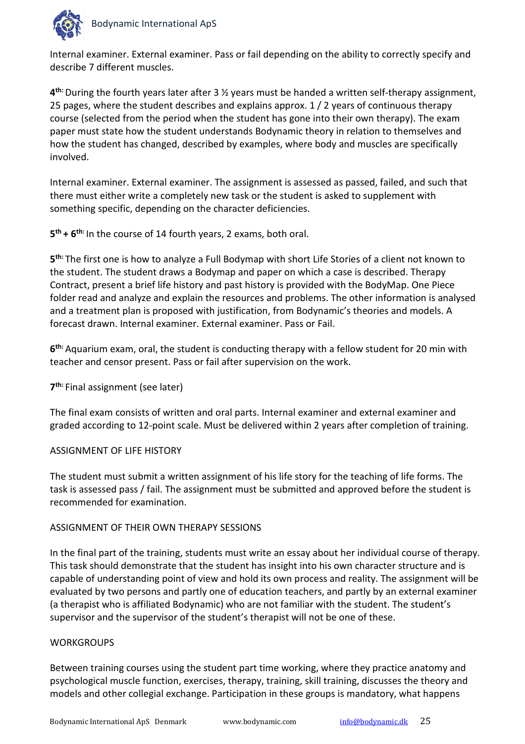Internal examiner. External examiner. Pass or fail depending on the ability to correctly specify and describe 7 different muscles.

**4th:** During the fourth years later after 3 ½ years must be handed a written self-therapy assignment, 25 pages, where the student describes and explains approx. 1 / 2 years of continuous therapy course (selected from the period when the student has gone into their own therapy). The exam paper must state how the student understands Bodynamic theory in relation to themselves and how the student has changed, described by examples, where body and muscles are specifically involved.

Internal examiner. External examiner. The assignment is assessed as passed, failed, and such that there must either write a completely new task or the student is asked to supplement with something specific, depending on the character deficiencies.

**5th + 6th:** In the course of 14 fourth years, 2 exams, both oral.

**5th:** The first one is how to analyze a Full Bodymap with short Life Stories of a client not known to the student. The student draws a Bodymap and paper on which a case is described. Therapy Contract, present a brief life history and past history is provided with the BodyMap. One Piece folder read and analyze and explain the resources and problems. The other information is analysed and a treatment plan is proposed with justification, from Bodynamic's theories and models. A forecast drawn. Internal examiner. External examiner. Pass or Fail.

**6th:** Aquarium exam, oral, the student is conducting therapy with a fellow student for 20 min with teacher and censor present. Pass or fail after supervision on the work.

**7th:** Final assignment (see later)

The final exam consists of written and oral parts. Internal examiner and external examiner and graded according to 12-point scale. Must be delivered within 2 years after completion of training.

ASSIGNMENT OF LIFE HISTORY

The student must submit a written assignment of his life story for the teaching of life forms. The task is assessed pass / fail. The assignment must be submitted and approved before the student is recommended for examination.

ASSIGNMENT OF THEIR OWN THERAPY SESSIONS

In the final part of the training, students must write an essay about her individual course of therapy. This task should demonstrate that the student has insight into his own character structure and is capable of understanding point of view and hold its own process and reality. The assignment will be evaluated by two persons and partly one of education teachers, and partly by an external examiner (a therapist who is affiliated Bodynamic) who are not familiar with the student. The student's supervisor and the supervisor of the student's therapist will not be one of these.

WORKGROUPS

Between training courses using the student part time working, where they practice anatomy and psychological muscle function, exercises, therapy, training, skill training, discusses the theory and models and other collegial exchange. Participation in these groups is mandatory, what happens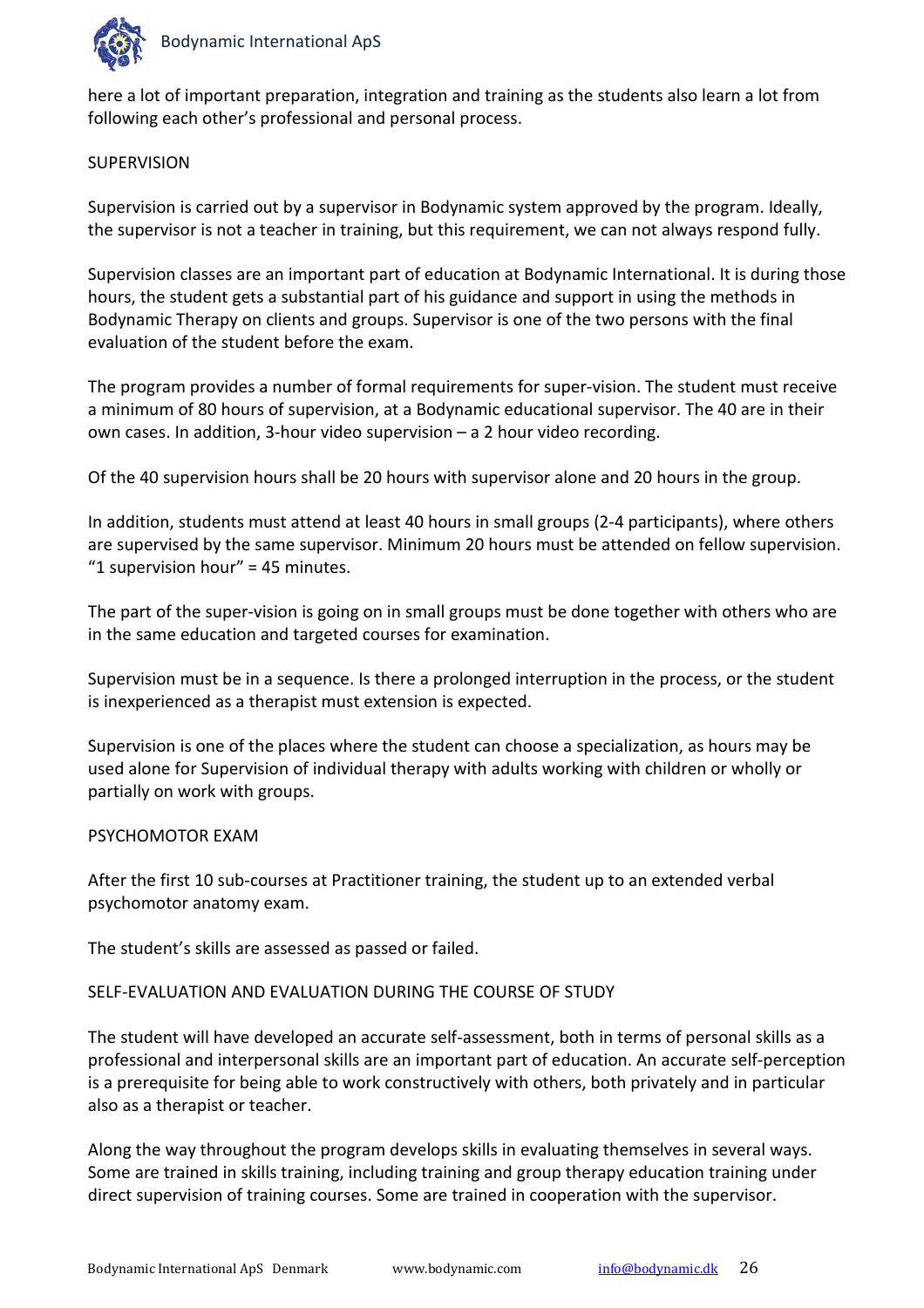here a lot of important preparation, integration and training as the students also learn a lot from following each other's professional and personal process.

## SUPERVISION

Supervision is carried out by a supervisor in Bodynamic system approved by the program. Ideally, the supervisor is not a teacher in training, but this requirement, we can not always respond fully.

Supervision classes are an important part of education at Bodynamic International. It is during those hours, the student gets a substantial part of his guidance and support in using the methods in Bodynamic Therapy on clients and groups. Supervisor is one of the two persons with the final evaluation of the student before the exam.

The program provides a number of formal requirements for super-vision. The student must receive a minimum of 80 hours of supervision, at a Bodynamic educational supervisor. The 40 are in their own cases. In addition, 3-hour video supervision – a 2 hour video recording.

Of the 40 supervision hours shall be 20 hours with supervisor alone and 20 hours in the group.

In addition, students must attend at least 40 hours in small groups (2-4 participants), where others are supervised by the same supervisor. Minimum 20 hours must be attended on fellow supervision. "1 supervision hour" = 45 minutes.

The part of the super-vision is going on in small groups must be done together with others who are in the same education and targeted courses for examination.

Supervision must be in a sequence. Is there a prolonged interruption in the process, or the student is inexperienced as a therapist must extension is expected.

Supervision is one of the places where the student can choose a specialization, as hours may be used alone for Supervision of individual therapy with adults working with children or wholly or partially on work with groups.

## PSYCHOMOTOR EXAM

After the first 10 sub-courses at Practitioner training, the student up to an extended verbal psychomotor anatomy exam.

The student's skills are assessed as passed or failed.

## SELF-EVALUATION AND EVALUATION DURING THE COURSE OF STUDY

The student will have developed an accurate self-assessment, both in terms of personal skills as a professional and interpersonal skills are an important part of education. An accurate self-perception is a prerequisite for being able to work constructively with others, both privately and in particular also as a therapist or teacher.

Along the way throughout the program develops skills in evaluating themselves in several ways. Some are trained in skills training, including training and group therapy education training under direct supervision of training courses. Some are trained in cooperation with the supervisor.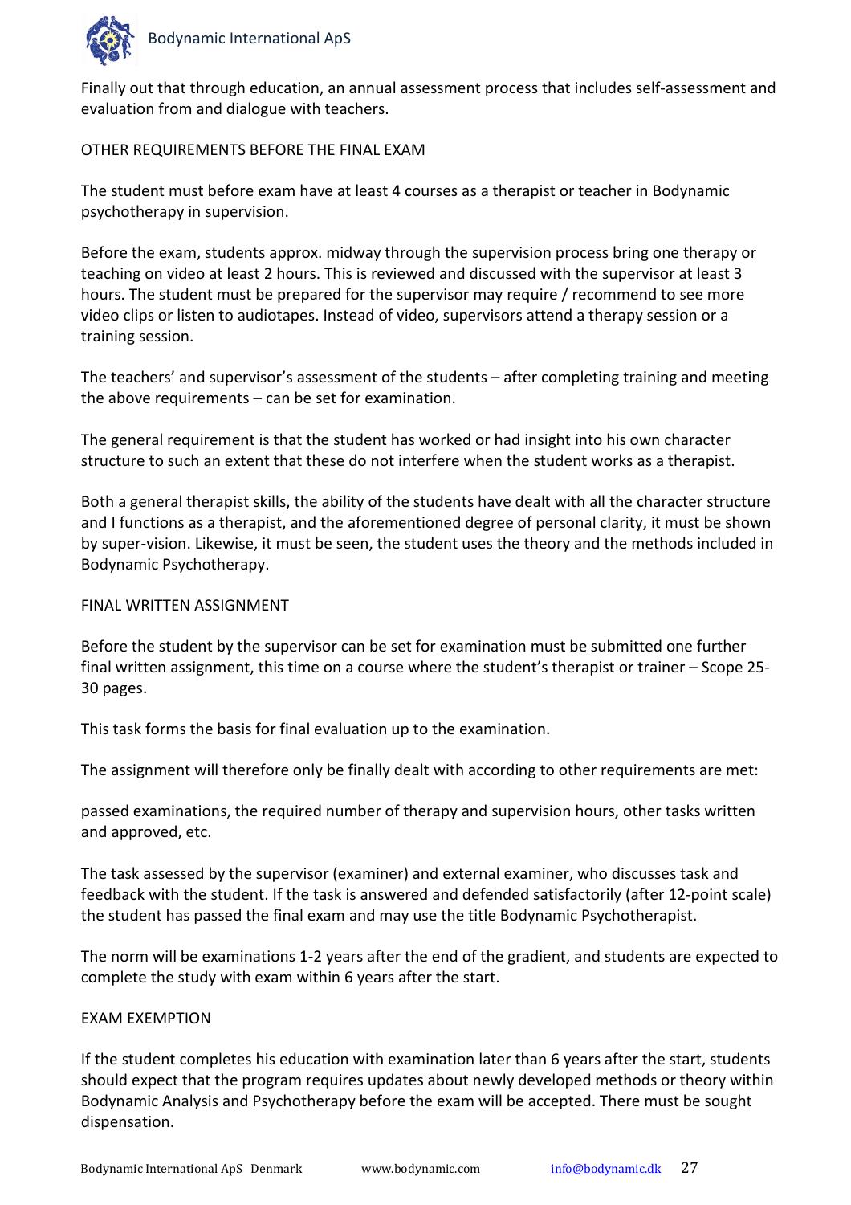Finally out that through education, an annual assessment process that includes self-assessment and evaluation from and dialogue with teachers.

## OTHER REQUIREMENTS BEFORE THE FINAL EXAM

The student must before exam have at least 4 courses as a therapist or teacher in Bodynamic psychotherapy in supervision.

Before the exam, students approx. midway through the supervision process bring one therapy or teaching on video at least 2 hours. This is reviewed and discussed with the supervisor at least 3 hours. The student must be prepared for the supervisor may require / recommend to see more video clips or listen to audiotapes. Instead of video, supervisors attend a therapy session or a training session.

The teachers' and supervisor's assessment of the students – after completing training and meeting the above requirements – can be set for examination.

The general requirement is that the student has worked or had insight into his own character structure to such an extent that these do not interfere when the student works as a therapist.

Both a general therapist skills, the ability of the students have dealt with all the character structure and I functions as a therapist, and the aforementioned degree of personal clarity, it must be shown by super-vision. Likewise, it must be seen, the student uses the theory and the methods included in Bodynamic Psychotherapy.

## FINAL WRITTEN ASSIGNMENT

Before the student by the supervisor can be set for examination must be submitted one further final written assignment, this time on a course where the student's therapist or trainer – Scope 25-30 pages.

This task forms the basis for final evaluation up to the examination.

The assignment will therefore only be finally dealt with according to other requirements are met:

passed examinations, the required number of therapy and supervision hours, other tasks written and approved, etc.

The task assessed by the supervisor (examiner) and external examiner, who discusses task and feedback with the student. If the task is answered and defended satisfactorily (after 12-point scale) the student has passed the final exam and may use the title Bodynamic Psychotherapist.

The norm will be examinations 1-2 years after the end of the gradient, and students are expected to complete the study with exam within 6 years after the start.

## EXAM EXEMPTION

If the student completes his education with examination later than 6 years after the start, students should expect that the program requires updates about newly developed methods or theory within Bodynamic Analysis and Psychotherapy before the exam will be accepted. There must be sought dispensation.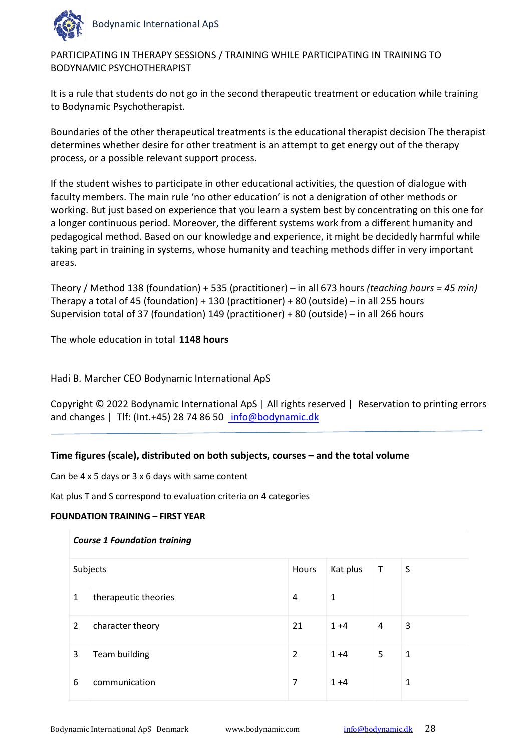PARTICIPATING IN THERAPY SESSIONS / TRAINING WHILE PARTICIPATING IN TRAINING TO BODYNAMIC PSYCHOTHERAPIST

It is a rule that students do not go in the second therapeutic treatment or education while training to Bodynamic Psychotherapist.

Boundaries of the other therapeutical treatments is the educational therapist decision The therapist determines whether desire for other treatment is an attempt to get energy out of the therapy process, or a possible relevant support process.

If the student wishes to participate in other educational activities, the question of dialogue with faculty members. The main rule 'no other education' is not a denigration of other methods or working. But just based on experience that you learn a system best by concentrating on this one for a longer continuous period. Moreover, the different systems work from a different humanity and pedagogical method. Based on our knowledge and experience, it might be decidedly harmful while taking part in training in systems, whose humanity and teaching methods differ in very important areas.

Theory / Method 138 (foundation) + 535 (practitioner) – in all 673 hours *(teaching hours = 45 min)*
Therapy a total of 45 (foundation) + 130 (practitioner) + 80 (outside) – in all 255 hours
Supervision total of 37 (foundation) 149 (practitioner) + 80 (outside) – in all 266 hours

The whole education in total **1148 hours**

Hadi B. Marcher CEO Bodynamic International ApS

Copyright © 2022 Bodynamic International ApS | All rights reserved | Reservation to printing errors and changes | Tlf: (Int.+45) 28 74 86 50 info@bodynamic.dk

---

**Time figures (scale), distributed on both subjects, courses – and the total volume**

Can be 4 x 5 days or 3 x 6 days with same content

Kat plus T and S correspond to evaluation criteria on 4 categories

**FOUNDATION TRAINING – FIRST YEAR**

| ***Course 1 Foundation training*** | | | | | |
|---|---|---|---|---|---|
| Subjects | | Hours | Kat plus | T | S |
| 1 | therapeutic theories | 4 | 1 | | |
| 2 | character theory | 21 | 1 +4 | 4 | 3 |
| 3 | Team building | 2 | 1 +4 | 5 | 1 |
| 6 | communication | 7 | 1 +4 | | 1 |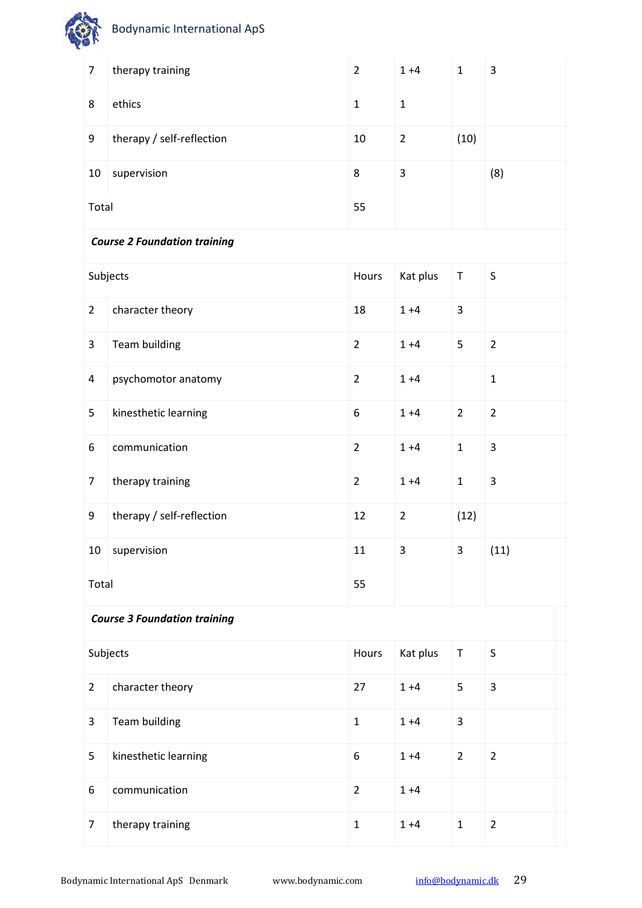| | | Hours | Kat plus | T | S |
|---|---|---|---|---|---|
| 7 | therapy training | 2 | 1 +4 | 1 | 3 |
| 8 | ethics | 1 | 1 | | |
| 9 | therapy / self-reflection | 10 | 2 | (10) | |
| 10 | supervision | 8 | 3 | | (8) |
| Total | | 55 | | | |

***Course 2 Foundation training***

| Subjects | | Hours | Kat plus | T | S |
|---|---|---|---|---|---|
| 2 | character theory | 18 | 1 +4 | 3 | |
| 3 | Team building | 2 | 1 +4 | 5 | 2 |
| 4 | psychomotor anatomy | 2 | 1 +4 | | 1 |
| 5 | kinesthetic learning | 6 | 1 +4 | 2 | 2 |
| 6 | communication | 2 | 1 +4 | 1 | 3 |
| 7 | therapy training | 2 | 1 +4 | 1 | 3 |
| 9 | therapy / self-reflection | 12 | 2 | (12) | |
| 10 | supervision | 11 | 3 | 3 | (11) |
| Total | | 55 | | | |

***Course 3 Foundation training***

| Subjects | | Hours | Kat plus | T | S |
|---|---|---|---|---|---|
| 2 | character theory | 27 | 1 +4 | 5 | 3 |
| 3 | Team building | 1 | 1 +4 | 3 | |
| 5 | kinesthetic learning | 6 | 1 +4 | 2 | 2 |
| 6 | communication | 2 | 1 +4 | | |
| 7 | therapy training | 1 | 1 +4 | 1 | 2 |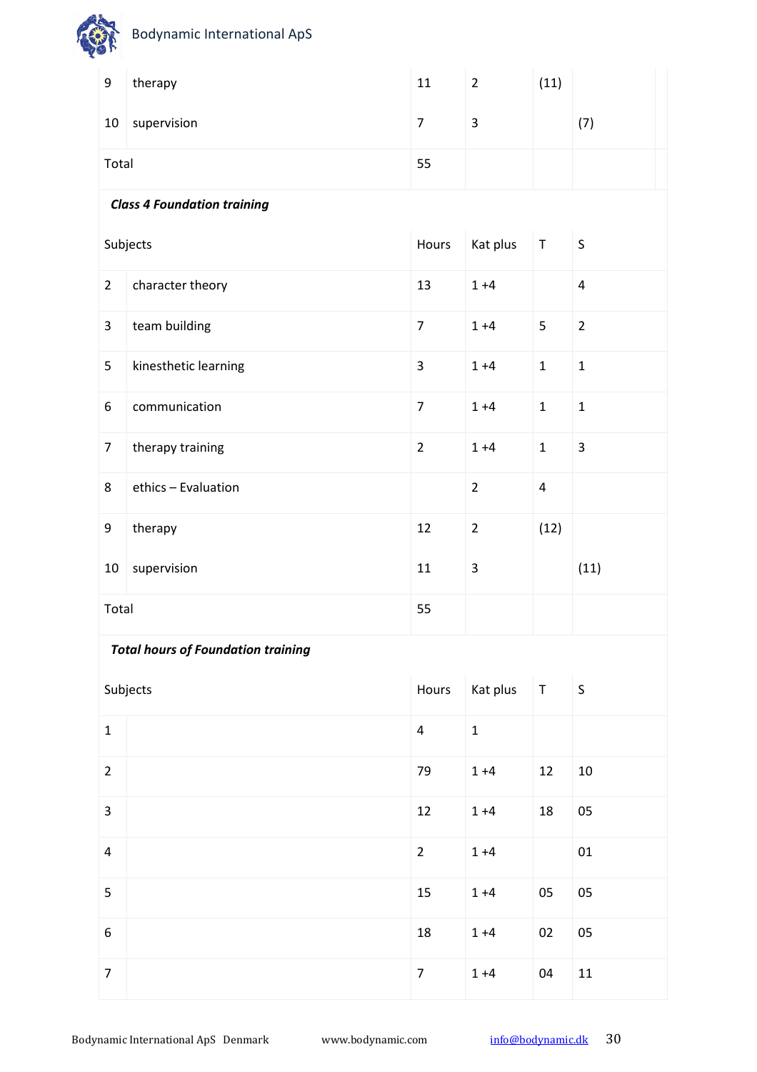| | | Hours | Kat plus | T | S |
|---|---|---|---|---|---|
| 9 | therapy | 11 | 2 | (11) | |
| 10 | supervision | 7 | 3 | | (7) |
| Total | | 55 | | | |

***Class 4 Foundation training***

| Subjects | | Hours | Kat plus | T | S |
|---|---|---|---|---|---|
| 2 | character theory | 13 | 1 +4 | | 4 |
| 3 | team building | 7 | 1 +4 | 5 | 2 |
| 5 | kinesthetic learning | 3 | 1 +4 | 1 | 1 |
| 6 | communication | 7 | 1 +4 | 1 | 1 |
| 7 | therapy training | 2 | 1 +4 | 1 | 3 |
| 8 | ethics – Evaluation | | 2 | 4 | |
| 9 | therapy | 12 | 2 | (12) | |
| 10 | supervision | 11 | 3 | | (11) |
| Total | | 55 | | | |

***Total hours of Foundation training***

| Subjects | | Hours | Kat plus | T | S |
|---|---|---|---|---|---|
| 1 | | 4 | 1 | | |
| 2 | | 79 | 1 +4 | 12 | 10 |
| 3 | | 12 | 1 +4 | 18 | 05 |
| 4 | | 2 | 1 +4 | | 01 |
| 5 | | 15 | 1 +4 | 05 | 05 |
| 6 | | 18 | 1 +4 | 02 | 05 |
| 7 | | 7 | 1 +4 | 04 | 11 |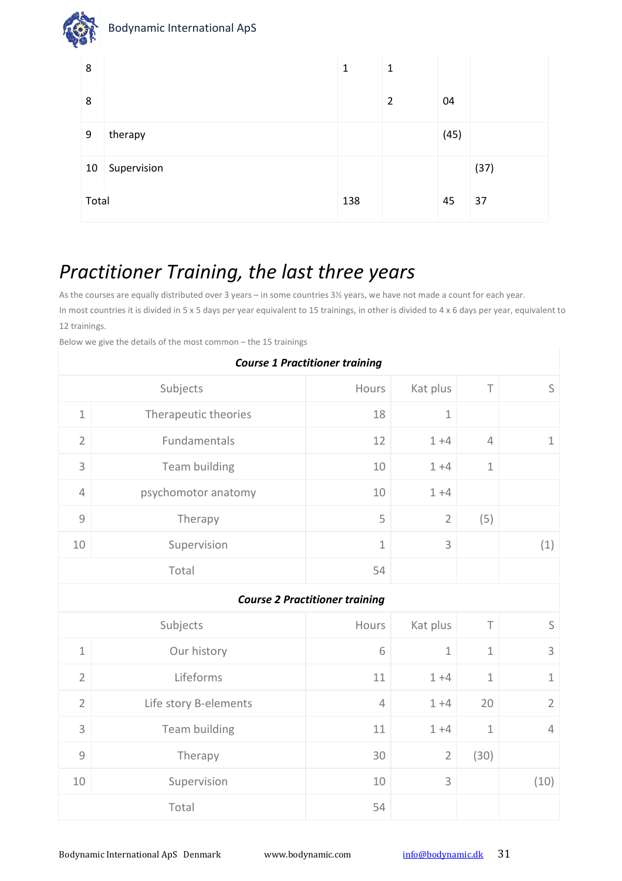| | | | | | |
|---|---|---|---|---|---|
| 8 | | 1 | 1 | | |
| 8 | | | 2 | 04 | |
| 9 | therapy | | | (45) | |
| 10 | Supervision | | | | (37) |
| Total | | 138 | | 45 | 37 |

# *Practitioner Training, the last three years*

As the courses are equally distributed over 3 years – in some countries 3½ years, we have not made a count for each year.
In most countries it is divided in 5 x 5 days per year equivalent to 15 trainings, in other is divided to 4 x 6 days per year, equivalent to 12 trainings.
Below we give the details of the most common – the 15 trainings

***Course 1 Practitioner training***

| | Subjects | Hours | Kat plus | T | S |
|---|---|---|---|---|---|
| 1 | Therapeutic theories | 18 | 1 | | |
| 2 | Fundamentals | 12 | 1 +4 | 4 | 1 |
| 3 | Team building | 10 | 1 +4 | 1 | |
| 4 | psychomotor anatomy | 10 | 1 +4 | | |
| 9 | Therapy | 5 | 2 | (5) | |
| 10 | Supervision | 1 | 3 | | (1) |
| | Total | 54 | | | |

***Course 2 Practitioner training***

| | Subjects | Hours | Kat plus | T | S |
|---|---|---|---|---|---|
| 1 | Our history | 6 | 1 | 1 | 3 |
| 2 | Lifeforms | 11 | 1 +4 | 1 | 1 |
| 2 | Life story B-elements | 4 | 1 +4 | 20 | 2 |
| 3 | Team building | 11 | 1 +4 | 1 | 4 |
| 9 | Therapy | 30 | 2 | (30) | |
| 10 | Supervision | 10 | 3 | | (10) |
| | Total | 54 | | | |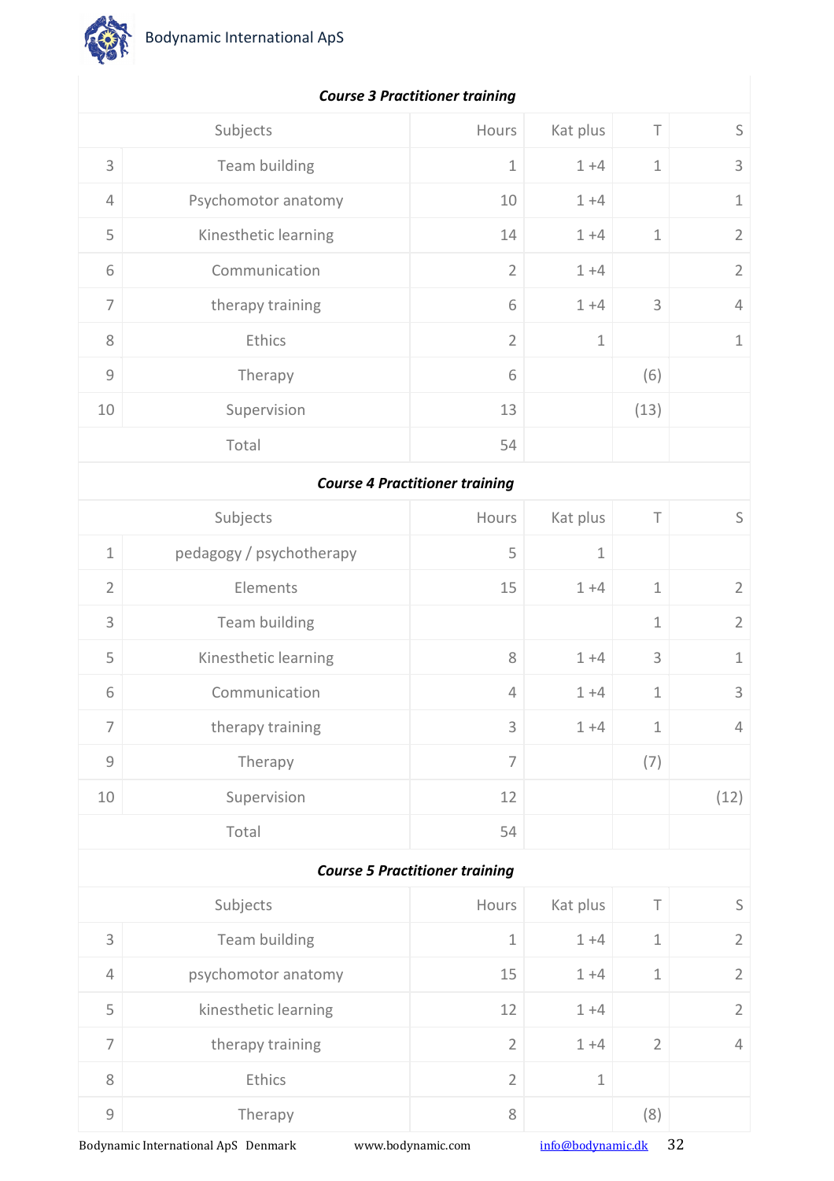| | ***Course 3 Practitioner training*** | | | | |
|---|---|---|---|---|---|
| | Subjects | Hours | Kat plus | T | S |
| 3 | Team building | 1 | 1 +4 | 1 | 3 |
| 4 | Psychomotor anatomy | 10 | 1 +4 | | 1 |
| 5 | Kinesthetic learning | 14 | 1 +4 | 1 | 2 |
| 6 | Communication | 2 | 1 +4 | | 2 |
| 7 | therapy training | 6 | 1 +4 | 3 | 4 |
| 8 | Ethics | 2 | 1 | | 1 |
| 9 | Therapy | 6 | | (6) | |
| 10 | Supervision | 13 | | (13) | |
| | Total | 54 | | | |

| | ***Course 4 Practitioner training*** | | | | |
|---|---|---|---|---|---|
| | Subjects | Hours | Kat plus | T | S |
| 1 | pedagogy / psychotherapy | 5 | 1 | | |
| 2 | Elements | 15 | 1 +4 | 1 | 2 |
| 3 | Team building | | | 1 | 2 |
| 5 | Kinesthetic learning | 8 | 1 +4 | 3 | 1 |
| 6 | Communication | 4 | 1 +4 | 1 | 3 |
| 7 | therapy training | 3 | 1 +4 | 1 | 4 |
| 9 | Therapy | 7 | | (7) | |
| 10 | Supervision | 12 | | | (12) |
| | Total | 54 | | | |

| | ***Course 5 Practitioner training*** | | | | |
|---|---|---|---|---|---|
| | Subjects | Hours | Kat plus | T | S |
| 3 | Team building | 1 | 1 +4 | 1 | 2 |
| 4 | psychomotor anatomy | 15 | 1 +4 | 1 | 2 |
| 5 | kinesthetic learning | 12 | 1 +4 | | 2 |
| 7 | therapy training | 2 | 1 +4 | 2 | 4 |
| 8 | Ethics | 2 | 1 | | |
| 9 | Therapy | 8 | | (8) | |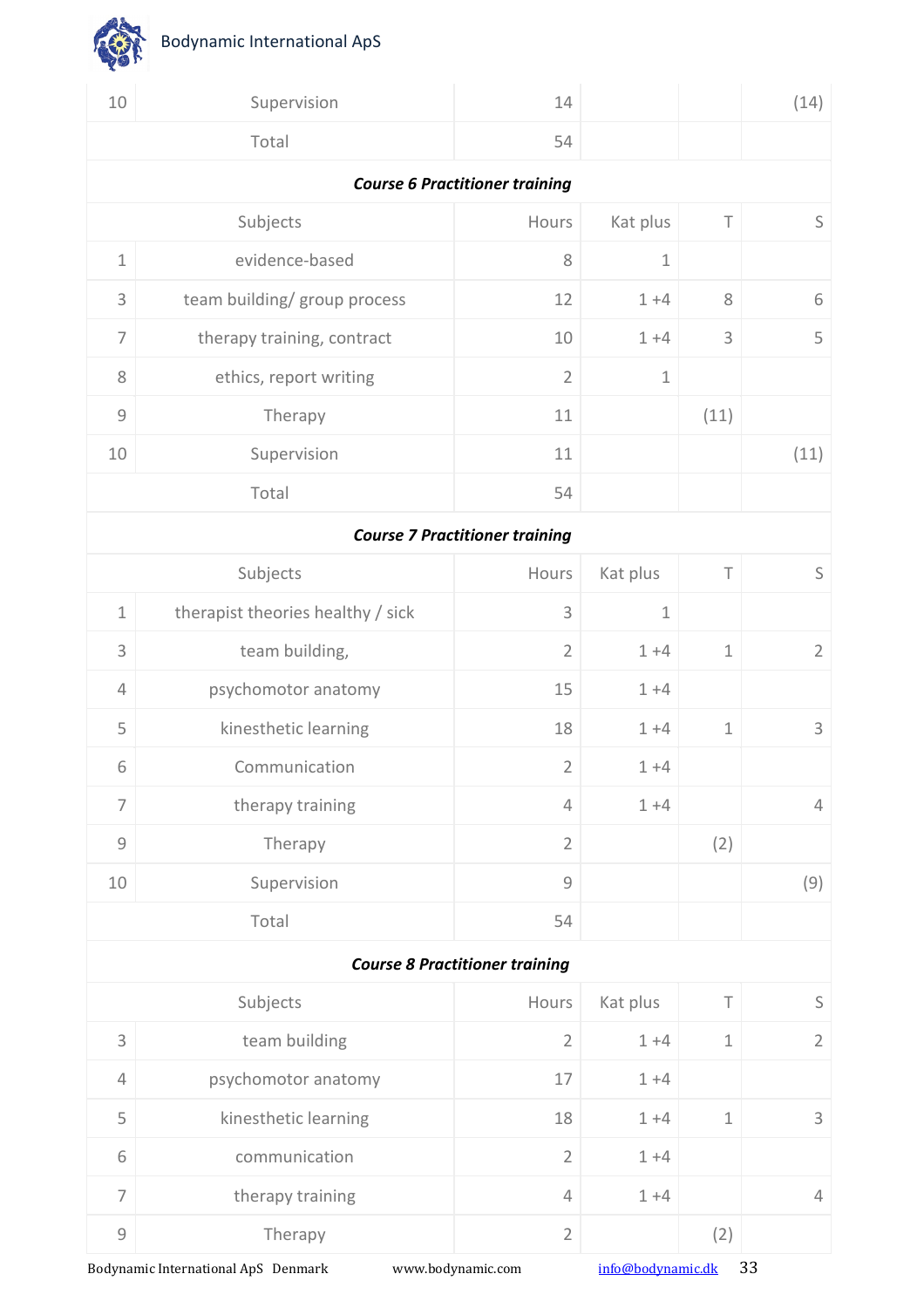| | | | | | |
|---|---|---|---|---|---|
| 10 | Supervision | 14 | | | (14) |
| | Total | 54 | | | |

***Course 6 Practitioner training***

| | Subjects | Hours | Kat plus | T | S |
|---|---|---|---|---|---|
| 1 | evidence-based | 8 | 1 | | |
| 3 | team building/ group process | 12 | 1 +4 | 8 | 6 |
| 7 | therapy training, contract | 10 | 1 +4 | 3 | 5 |
| 8 | ethics, report writing | 2 | 1 | | |
| 9 | Therapy | 11 | | (11) | |
| 10 | Supervision | 11 | | | (11) |
| | Total | 54 | | | |

***Course 7 Practitioner training***

| | Subjects | Hours | Kat plus | T | S |
|---|---|---|---|---|---|
| 1 | therapist theories healthy / sick | 3 | 1 | | |
| 3 | team building, | 2 | 1 +4 | 1 | 2 |
| 4 | psychomotor anatomy | 15 | 1 +4 | | |
| 5 | kinesthetic learning | 18 | 1 +4 | 1 | 3 |
| 6 | Communication | 2 | 1 +4 | | |
| 7 | therapy training | 4 | 1 +4 | | 4 |
| 9 | Therapy | 2 | | (2) | |
| 10 | Supervision | 9 | | | (9) |
| | Total | 54 | | | |

***Course 8 Practitioner training***

| | Subjects | Hours | Kat plus | T | S |
|---|---|---|---|---|---|
| 3 | team building | 2 | 1 +4 | 1 | 2 |
| 4 | psychomotor anatomy | 17 | 1 +4 | | |
| 5 | kinesthetic learning | 18 | 1 +4 | 1 | 3 |
| 6 | communication | 2 | 1 +4 | | |
| 7 | therapy training | 4 | 1 +4 | | 4 |
| 9 | Therapy | 2 | | (2) | |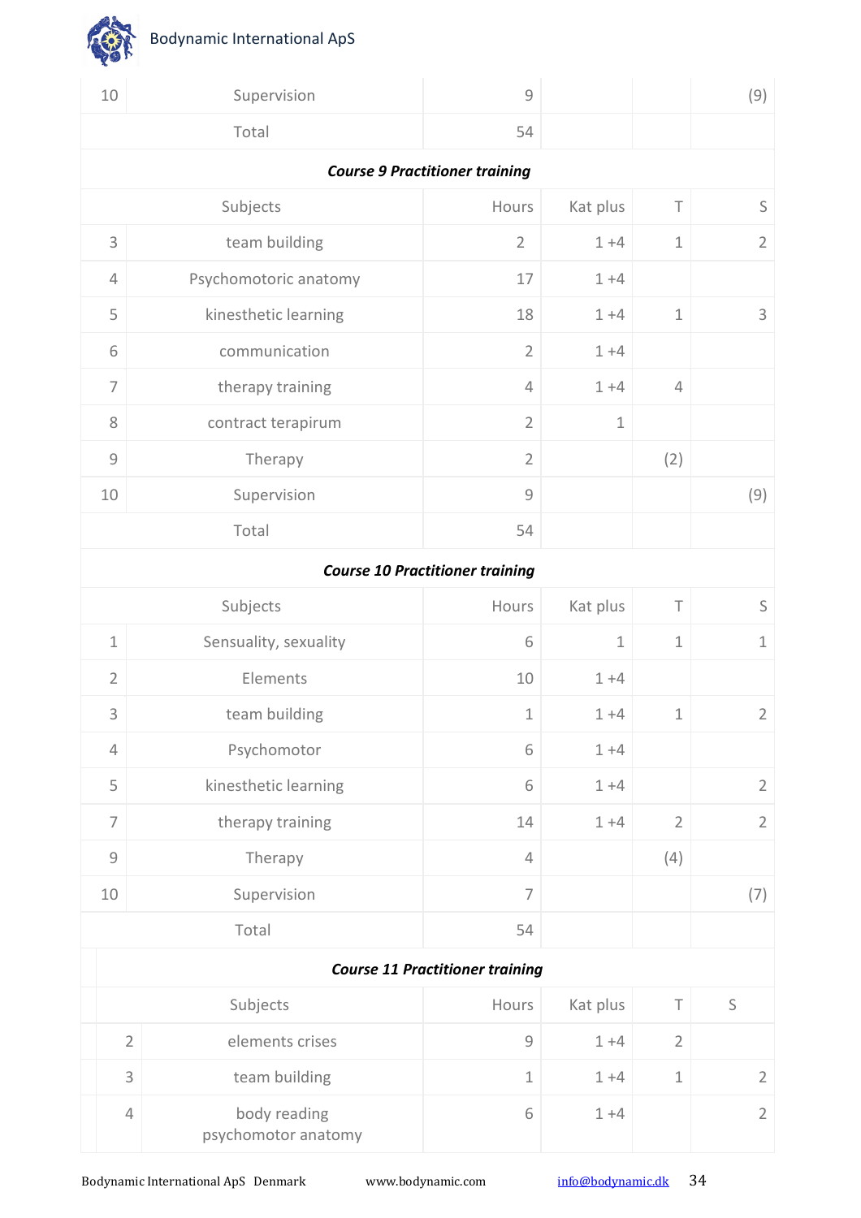| | | | | | |
|---|---|---|---|---|---|
| 10 | Supervision | 9 | | | (9) |
| | Total | 54 | | | |

***Course 9 Practitioner training***

| | Subjects | Hours | Kat plus | T | S |
|---|---|---|---|---|---|
| 3 | team building | 2 | 1 +4 | 1 | 2 |
| 4 | Psychomotoric anatomy | 17 | 1 +4 | | |
| 5 | kinesthetic learning | 18 | 1 +4 | 1 | 3 |
| 6 | communication | 2 | 1 +4 | | |
| 7 | therapy training | 4 | 1 +4 | 4 | |
| 8 | contract terapirum | 2 | 1 | | |
| 9 | Therapy | 2 | | (2) | |
| 10 | Supervision | 9 | | | (9) |
| | Total | 54 | | | |

***Course 10 Practitioner training***

| | Subjects | Hours | Kat plus | T | S |
|---|---|---|---|---|---|
| 1 | Sensuality, sexuality | 6 | 1 | 1 | 1 |
| 2 | Elements | 10 | 1 +4 | | |
| 3 | team building | 1 | 1 +4 | 1 | 2 |
| 4 | Psychomotor | 6 | 1 +4 | | |
| 5 | kinesthetic learning | 6 | 1 +4 | | 2 |
| 7 | therapy training | 14 | 1 +4 | 2 | 2 |
| 9 | Therapy | 4 | | (4) | |
| 10 | Supervision | 7 | | | (7) |
| | Total | 54 | | | |

***Course 11 Practitioner training***

| | Subjects | Hours | Kat plus | T | S |
|---|---|---|---|---|---|
| 2 | elements crises | 9 | 1 +4 | 2 | |
| 3 | team building | 1 | 1 +4 | 1 | 2 |
| 4 | body reading psychomotor anatomy | 6 | 1 +4 | | 2 |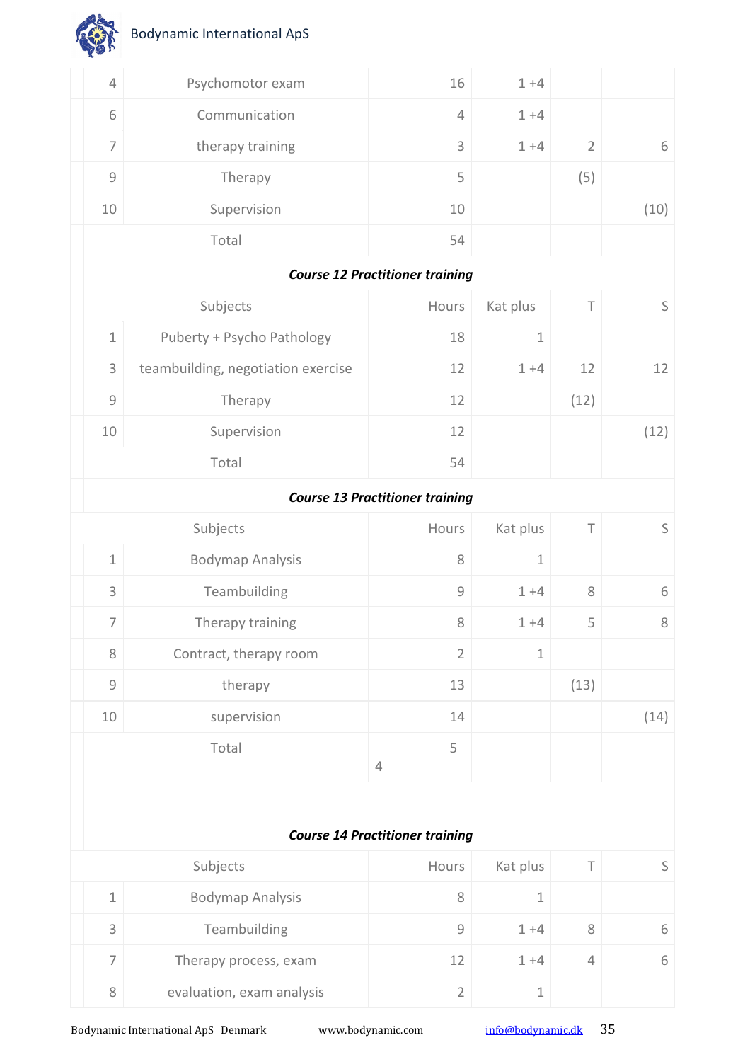| | | Hours | Kat plus | T | S |
|---|---|---|---|---|---|
| 4 | Psychomotor exam | 16 | 1 +4 | | |
| 6 | Communication | 4 | 1 +4 | | |
| 7 | therapy training | 3 | 1 +4 | 2 | 6 |
| 9 | Therapy | 5 | | (5) | |
| 10 | Supervision | 10 | | | (10) |
| | Total | 54 | | | |

***Course 12 Practitioner training***

| | Subjects | Hours | Kat plus | T | S |
|---|---|---|---|---|---|
| 1 | Puberty + Psycho Pathology | 18 | 1 | | |
| 3 | teambuilding, negotiation exercise | 12 | 1 +4 | 12 | 12 |
| 9 | Therapy | 12 | | (12) | |
| 10 | Supervision | 12 | | | (12) |
| | Total | 54 | | | |

***Course 13 Practitioner training***

| | Subjects | Hours | Kat plus | T | S |
|---|---|---|---|---|---|
| 1 | Bodymap Analysis | 8 | 1 | | |
| 3 | Teambuilding | 9 | 1 +4 | 8 | 6 |
| 7 | Therapy training | 8 | 1 +4 | 5 | 8 |
| 8 | Contract, therapy room | 2 | 1 | | |
| 9 | therapy | 13 | | (13) | |
| 10 | supervision | 14 | | | (14) |
| | Total | 5 4 | | | |

***Course 14 Practitioner training***

| | Subjects | Hours | Kat plus | T | S |
|---|---|---|---|---|---|
| 1 | Bodymap Analysis | 8 | 1 | | |
| 3 | Teambuilding | 9 | 1 +4 | 8 | 6 |
| 7 | Therapy process, exam | 12 | 1 +4 | 4 | 6 |
| 8 | evaluation, exam analysis | 2 | 1 | | |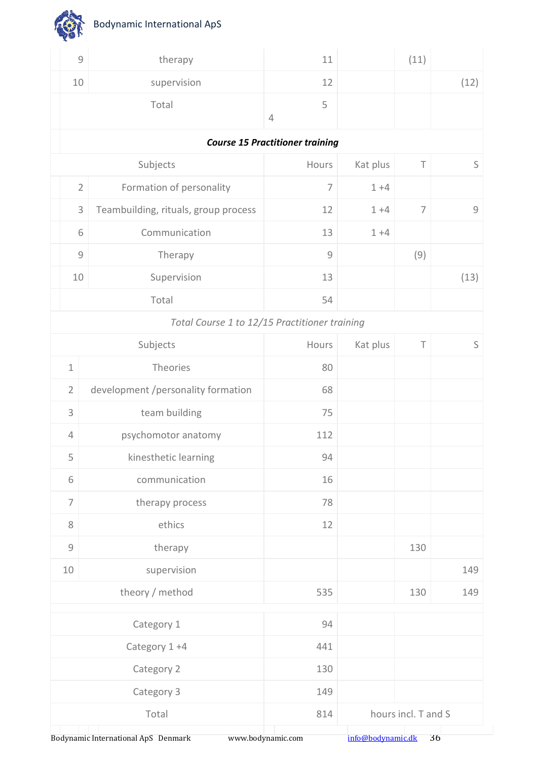| | | | | | |
|---|---|---|---|---|---|
| 9 | therapy | 11 | | (11) | |
| 10 | supervision | 12 | | | (12) |
| | Total | 5 4 | | | |

| | *Course 15 Practitioner training* | | | | |
|---|---|---|---|---|---|
| | Subjects | Hours | Kat plus | T | S |
| 2 | Formation of personality | 7 | 1 +4 | | |
| 3 | Teambuilding, rituals, group process | 12 | 1 +4 | 7 | 9 |
| 6 | Communication | 13 | 1 +4 | | |
| 9 | Therapy | 9 | | (9) | |
| 10 | Supervision | 13 | | | (13) |
| | Total | 54 | | | |

| | *Total Course 1 to 12/15 Practitioner training* | | | | |
|---|---|---|---|---|---|
| | Subjects | Hours | Kat plus | T | S |
| 1 | Theories | 80 | | | |
| 2 | development /personality formation | 68 | | | |
| 3 | team building | 75 | | | |
| 4 | psychomotor anatomy | 112 | | | |
| 5 | kinesthetic learning | 94 | | | |
| 6 | communication | 16 | | | |
| 7 | therapy process | 78 | | | |
| 8 | ethics | 12 | | | |
| 9 | therapy | | | 130 | |
| 10 | supervision | | | | 149 |
| | theory / method | 535 | | 130 | 149 |

| | | |
|---|---|---|
| Category 1 | 94 | |
| Category 1 +4 | 441 | |
| Category 2 | 130 | |
| Category 3 | 149 | |
| Total | 814 | hours incl. T and S |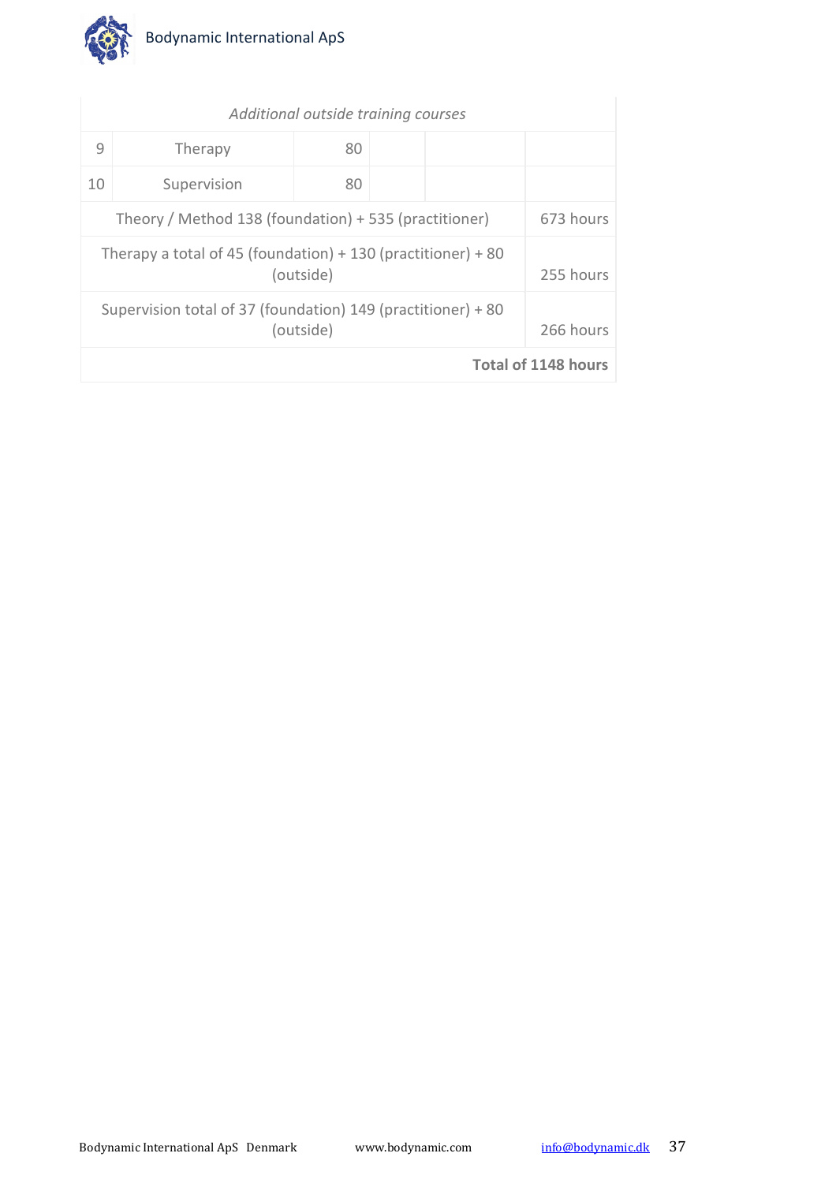| | | | | | |
|---|---|---|---|---|---|
| *Additional outside training courses* | | | | | |
| 9 | Therapy | 80 | | | |
| 10 | Supervision | 80 | | | |
| Theory / Method 138 (foundation) + 535 (practitioner) | | | | | 673 hours |
| Therapy a total of 45 (foundation) + 130 (practitioner) + 80 (outside) | | | | | 255 hours |
| Supervision total of 37 (foundation) 149 (practitioner) + 80 (outside) | | | | | 266 hours |
| | | | | | **Total of 1148 hours** |